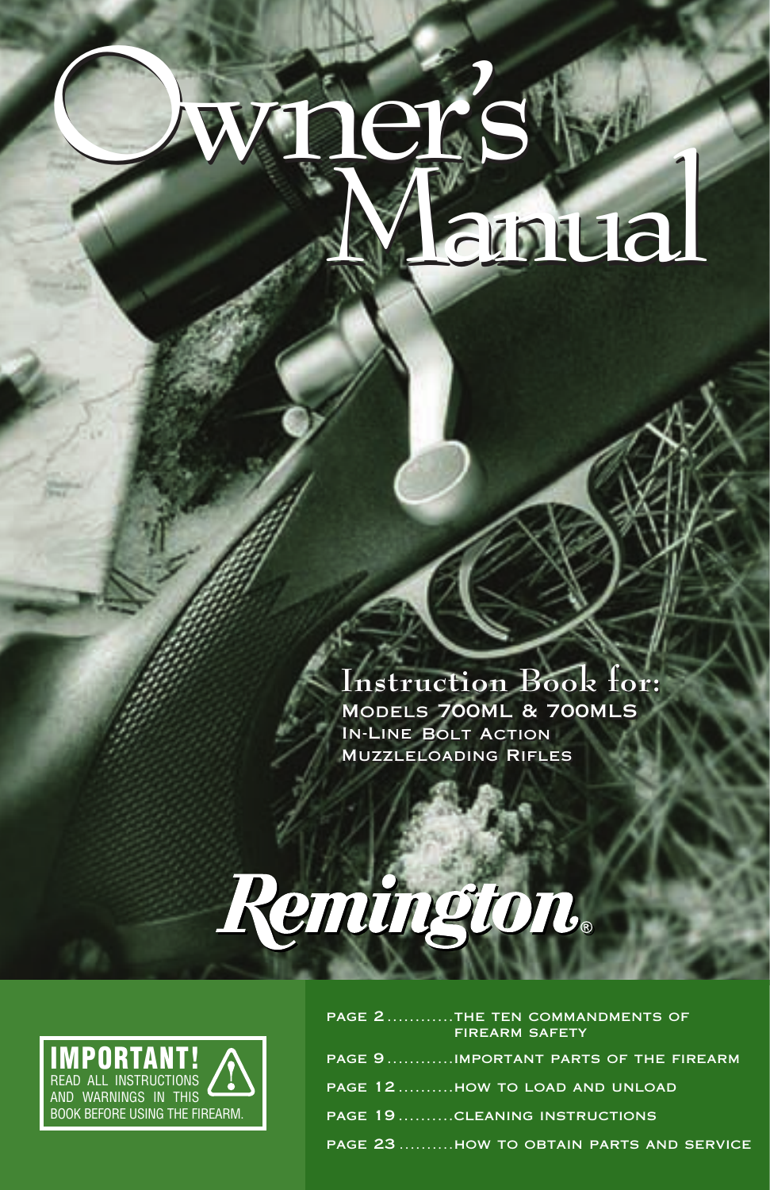# Owner's Manual

## Instruction Book for:

**Models 700ML & 700MLS**
**In-Line Bolt Action**
**Muzzleloading Rifles**

Remington®

**IMPORTANT!**
READ ALL INSTRUCTIONS AND WARNINGS IN THIS BOOK BEFORE USING THE FIREARM.

- PAGE 2............THE TEN COMMANDMENTS OF FIREARM SAFETY
- PAGE 9............IMPORTANT PARTS OF THE FIREARM
- PAGE 12..........HOW TO LOAD AND UNLOAD
- PAGE 19..........CLEANING INSTRUCTIONS
- PAGE 23..........HOW TO OBTAIN PARTS AND SERVICE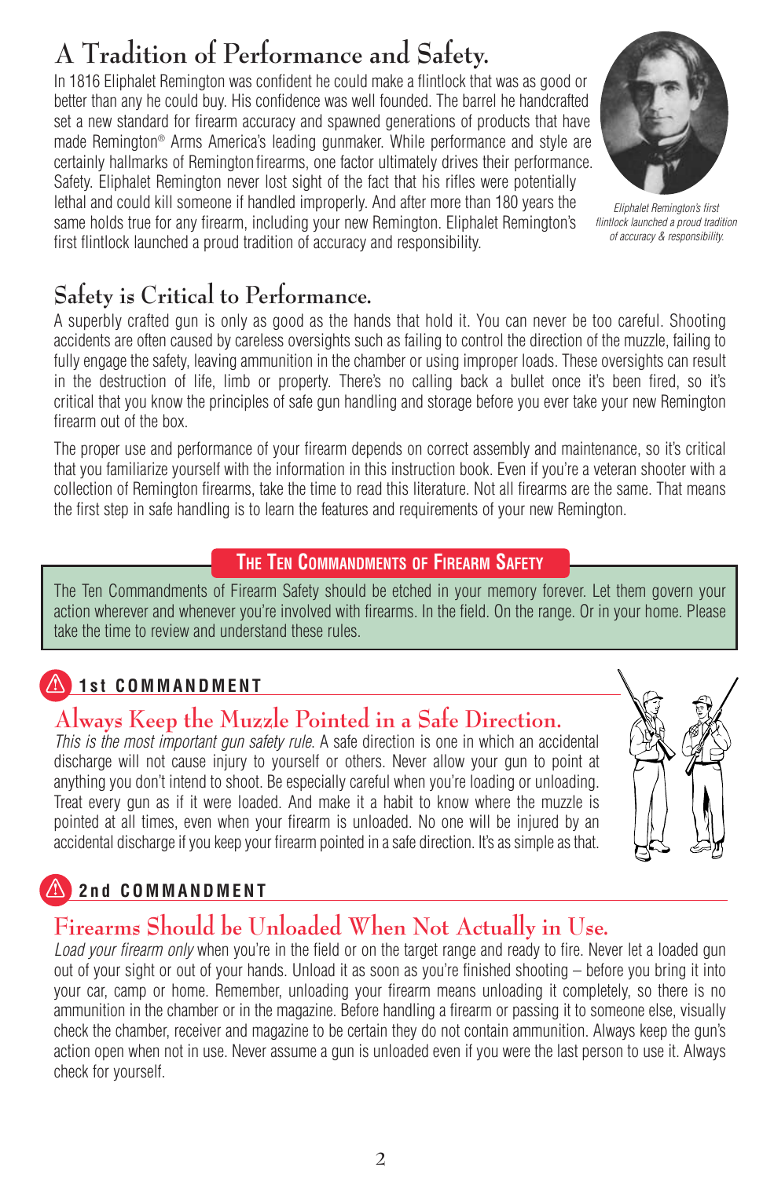# A Tradition of Performance and Safety.

In 1816 Eliphalet Remington was confident he could make a flintlock that was as good or better than any he could buy. His confidence was well founded. The barrel he handcrafted set a new standard for firearm accuracy and spawned generations of products that have made Remington® Arms America's leading gunmaker. While performance and style are certainly hallmarks of Remington firearms, one factor ultimately drives their performance. Safety. Eliphalet Remington never lost sight of the fact that his rifles were potentially lethal and could kill someone if handled improperly. And after more than 180 years the same holds true for any firearm, including your new Remington. Eliphalet Remington's first flintlock launched a proud tradition of accuracy and responsibility.

*Eliphalet Remington's first flintlock launched a proud tradition of accuracy & responsibility.*

## Safety is Critical to Performance.

A superbly crafted gun is only as good as the hands that hold it. You can never be too careful. Shooting accidents are often caused by careless oversights such as failing to control the direction of the muzzle, failing to fully engage the safety, leaving ammunition in the chamber or using improper loads. These oversights can result in the destruction of life, limb or property. There's no calling back a bullet once it's been fired, so it's critical that you know the principles of safe gun handling and storage before you ever take your new Remington firearm out of the box.

The proper use and performance of your firearm depends on correct assembly and maintenance, so it's critical that you familiarize yourself with the information in this instruction book. Even if you're a veteran shooter with a collection of Remington firearms, take the time to read this literature. Not all firearms are the same. That means the first step in safe handling is to learn the features and requirements of your new Remington.

## The Ten Commandments of Firearm Safety

The Ten Commandments of Firearm Safety should be etched in your memory forever. Let them govern your action wherever and whenever you're involved with firearms. In the field. On the range. Or in your home. Please take the time to review and understand these rules.

### 1st COMMANDMENT

## Always Keep the Muzzle Pointed in a Safe Direction.

*This is the most important gun safety rule.* A safe direction is one in which an accidental discharge will not cause injury to yourself or others. Never allow your gun to point at anything you don't intend to shoot. Be especially careful when you're loading or unloading. Treat every gun as if it were loaded. And make it a habit to know where the muzzle is pointed at all times, even when your firearm is unloaded. No one will be injured by an accidental discharge if you keep your firearm pointed in a safe direction. It's as simple as that.

### 2nd COMMANDMENT

## Firearms Should be Unloaded When Not Actually in Use.

*Load your firearm only* when you're in the field or on the target range and ready to fire. Never let a loaded gun out of your sight or out of your hands. Unload it as soon as you're finished shooting – before you bring it into your car, camp or home. Remember, unloading your firearm means unloading it completely, so there is no ammunition in the chamber or in the magazine. Before handling a firearm or passing it to someone else, visually check the chamber, receiver and magazine to be certain they do not contain ammunition. Always keep the gun's action open when not in use. Never assume a gun is unloaded even if you were the last person to use it. Always check for yourself.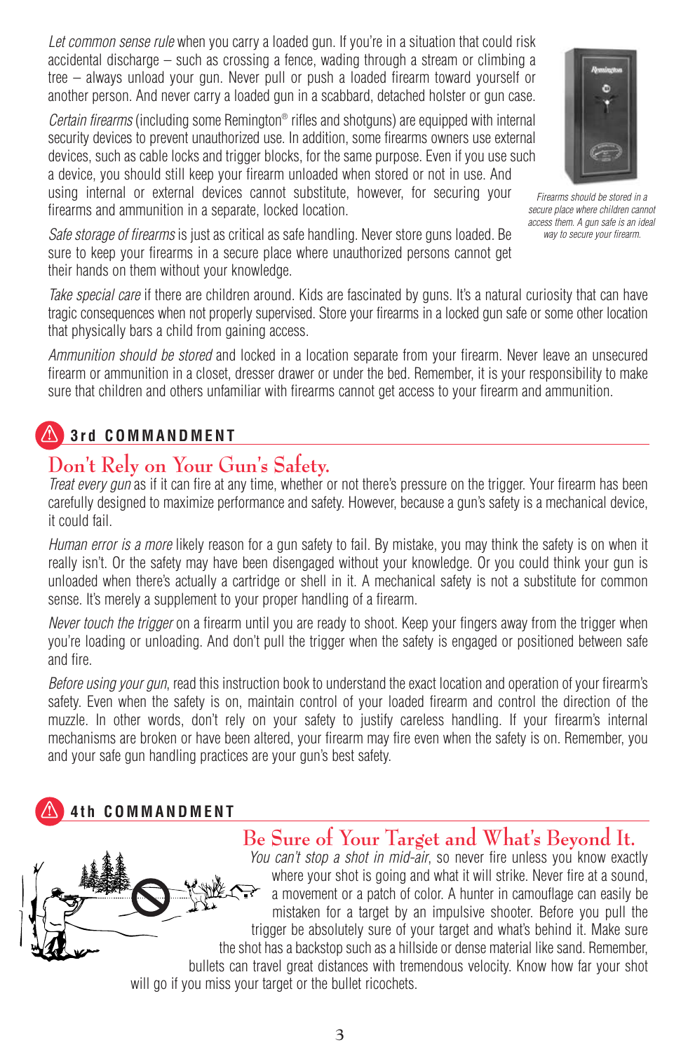*Let common sense rule* when you carry a loaded gun. If you're in a situation that could risk accidental discharge – such as crossing a fence, wading through a stream or climbing a tree – always unload your gun. Never pull or push a loaded firearm toward yourself or another person. And never carry a loaded gun in a scabbard, detached holster or gun case.

*Certain firearms* (including some Remington® rifles and shotguns) are equipped with internal security devices to prevent unauthorized use. In addition, some firearms owners use external devices, such as cable locks and trigger blocks, for the same purpose. Even if you use such a device, you should still keep your firearm unloaded when stored or not in use. And using internal or external devices cannot substitute, however, for securing your firearms and ammunition in a separate, locked location.

*Firearms should be stored in a secure place where children cannot access them. A gun safe is an ideal way to secure your firearm.*

*Safe storage of firearms* is just as critical as safe handling. Never store guns loaded. Be sure to keep your firearms in a secure place where unauthorized persons cannot get their hands on them without your knowledge.

*Take special care* if there are children around. Kids are fascinated by guns. It's a natural curiosity that can have tragic consequences when not properly supervised. Store your firearms in a locked gun safe or some other location that physically bars a child from gaining access.

*Ammunition should be stored* and locked in a location separate from your firearm. Never leave an unsecured firearm or ammunition in a closet, dresser drawer or under the bed. Remember, it is your responsibility to make sure that children and others unfamiliar with firearms cannot get access to your firearm and ammunition.

## 3rd COMMANDMENT

## Don't Rely on Your Gun's Safety.

*Treat every gun* as if it can fire at any time, whether or not there's pressure on the trigger. Your firearm has been carefully designed to maximize performance and safety. However, because a gun's safety is a mechanical device, it could fail.

*Human error is a more* likely reason for a gun safety to fail. By mistake, you may think the safety is on when it really isn't. Or the safety may have been disengaged without your knowledge. Or you could think your gun is unloaded when there's actually a cartridge or shell in it. A mechanical safety is not a substitute for common sense. It's merely a supplement to your proper handling of a firearm.

*Never touch the trigger* on a firearm until you are ready to shoot. Keep your fingers away from the trigger when you're loading or unloading. And don't pull the trigger when the safety is engaged or positioned between safe and fire.

*Before using your gun*, read this instruction book to understand the exact location and operation of your firearm's safety. Even when the safety is on, maintain control of your loaded firearm and control the direction of the muzzle. In other words, don't rely on your safety to justify careless handling. If your firearm's internal mechanisms are broken or have been altered, your firearm may fire even when the safety is on. Remember, you and your safe gun handling practices are your gun's best safety.

## 4th COMMANDMENT

## Be Sure of Your Target and What's Beyond It.

*You can't stop a shot in mid-air*, so never fire unless you know exactly where your shot is going and what it will strike. Never fire at a sound, a movement or a patch of color. A hunter in camouflage can easily be mistaken for a target by an impulsive shooter. Before you pull the trigger be absolutely sure of your target and what's behind it. Make sure the shot has a backstop such as a hillside or dense material like sand. Remember, bullets can travel great distances with tremendous velocity. Know how far your shot will go if you miss your target or the bullet ricochets.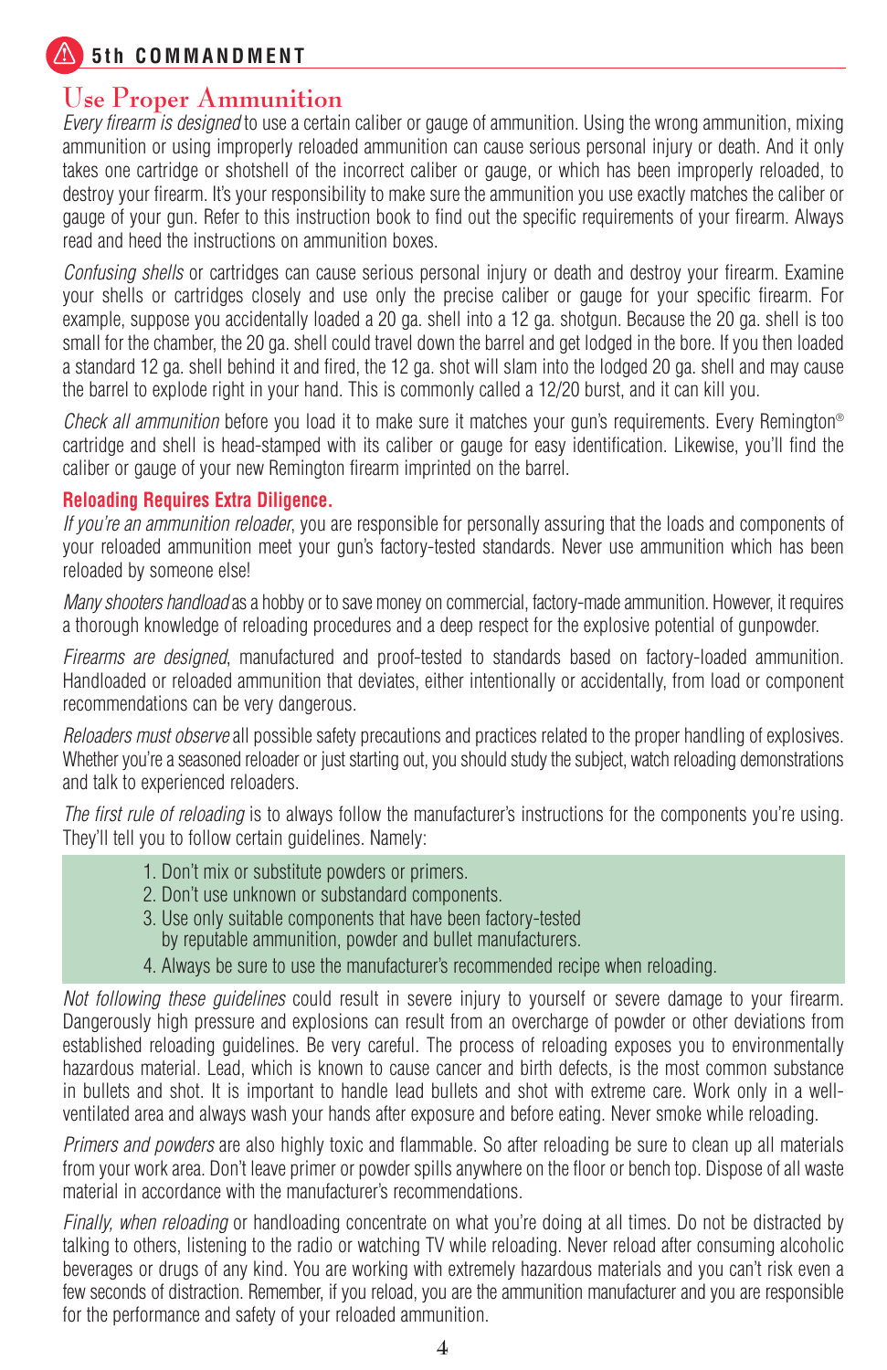## 5th COMMANDMENT

# Use Proper Ammunition

*Every firearm is designed* to use a certain caliber or gauge of ammunition. Using the wrong ammunition, mixing ammunition or using improperly reloaded ammunition can cause serious personal injury or death. And it only takes one cartridge or shotshell of the incorrect caliber or gauge, or which has been improperly reloaded, to destroy your firearm. It's your responsibility to make sure the ammunition you use exactly matches the caliber or gauge of your gun. Refer to this instruction book to find out the specific requirements of your firearm. Always read and heed the instructions on ammunition boxes.

*Confusing shells* or cartridges can cause serious personal injury or death and destroy your firearm. Examine your shells or cartridges closely and use only the precise caliber or gauge for your specific firearm. For example, suppose you accidentally loaded a 20 ga. shell into a 12 ga. shotgun. Because the 20 ga. shell is too small for the chamber, the 20 ga. shell could travel down the barrel and get lodged in the bore. If you then loaded a standard 12 ga. shell behind it and fired, the 12 ga. shot will slam into the lodged 20 ga. shell and may cause the barrel to explode right in your hand. This is commonly called a 12/20 burst, and it can kill you.

*Check all ammunition* before you load it to make sure it matches your gun's requirements. Every Remington® cartridge and shell is head-stamped with its caliber or gauge for easy identification. Likewise, you'll find the caliber or gauge of your new Remington firearm imprinted on the barrel.

**Reloading Requires Extra Diligence.**

*If you're an ammunition reloader*, you are responsible for personally assuring that the loads and components of your reloaded ammunition meet your gun's factory-tested standards. Never use ammunition which has been reloaded by someone else!

*Many shooters handload* as a hobby or to save money on commercial, factory-made ammunition. However, it requires a thorough knowledge of reloading procedures and a deep respect for the explosive potential of gunpowder.

*Firearms are designed*, manufactured and proof-tested to standards based on factory-loaded ammunition. Handloaded or reloaded ammunition that deviates, either intentionally or accidentally, from load or component recommendations can be very dangerous.

*Reloaders must observe* all possible safety precautions and practices related to the proper handling of explosives. Whether you're a seasoned reloader or just starting out, you should study the subject, watch reloading demonstrations and talk to experienced reloaders.

*The first rule of reloading* is to always follow the manufacturer's instructions for the components you're using. They'll tell you to follow certain guidelines. Namely:

1. Don't mix or substitute powders or primers.
2. Don't use unknown or substandard components.
3. Use only suitable components that have been factory-tested by reputable ammunition, powder and bullet manufacturers.
4. Always be sure to use the manufacturer's recommended recipe when reloading.

*Not following these guidelines* could result in severe injury to yourself or severe damage to your firearm. Dangerously high pressure and explosions can result from an overcharge of powder or other deviations from established reloading guidelines. Be very careful. The process of reloading exposes you to environmentally hazardous material. Lead, which is known to cause cancer and birth defects, is the most common substance in bullets and shot. It is important to handle lead bullets and shot with extreme care. Work only in a well-ventilated area and always wash your hands after exposure and before eating. Never smoke while reloading.

*Primers and powders* are also highly toxic and flammable. So after reloading be sure to clean up all materials from your work area. Don't leave primer or powder spills anywhere on the floor or bench top. Dispose of all waste material in accordance with the manufacturer's recommendations.

*Finally, when reloading* or handloading concentrate on what you're doing at all times. Do not be distracted by talking to others, listening to the radio or watching TV while reloading. Never reload after consuming alcoholic beverages or drugs of any kind. You are working with extremely hazardous materials and you can't risk even a few seconds of distraction. Remember, if you reload, you are the ammunition manufacturer and you are responsible for the performance and safety of your reloaded ammunition.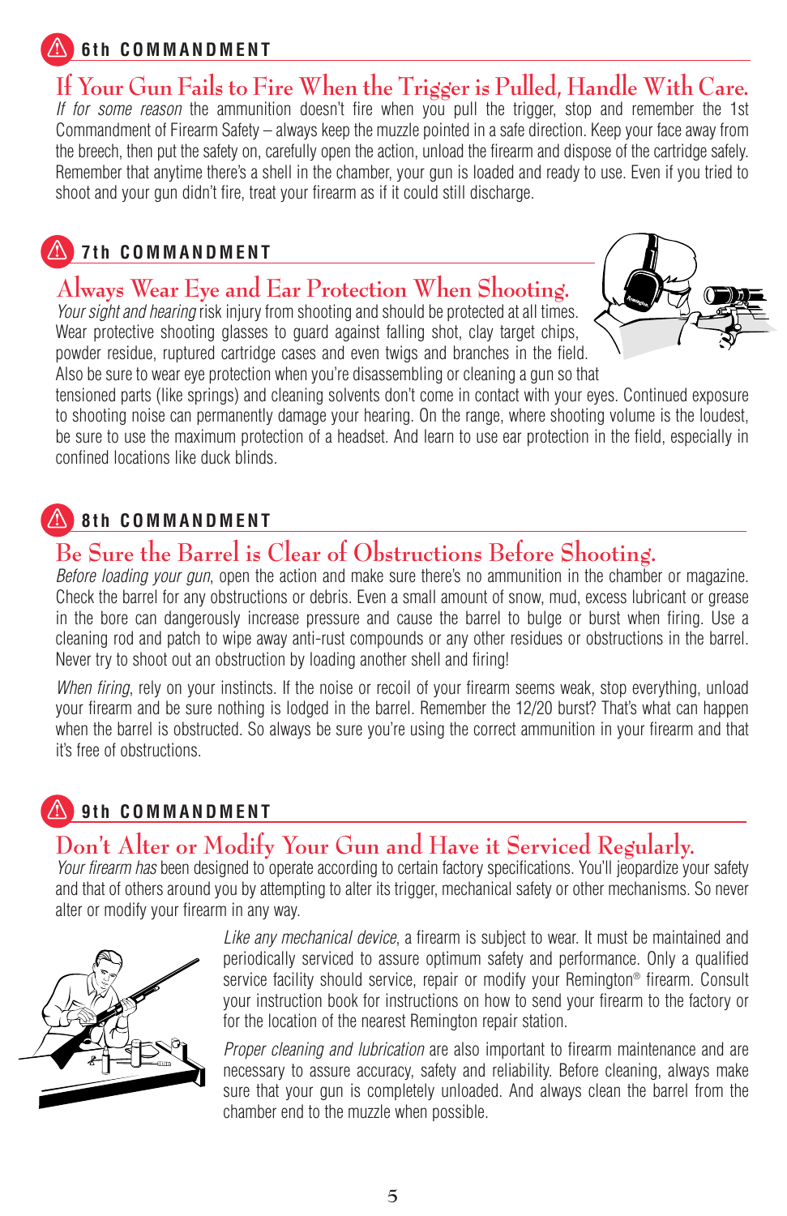## 6th COMMANDMENT

### If Your Gun Fails to Fire When the Trigger is Pulled, Handle With Care.

*If for some reason* the ammunition doesn't fire when you pull the trigger, stop and remember the 1st Commandment of Firearm Safety – always keep the muzzle pointed in a safe direction. Keep your face away from the breech, then put the safety on, carefully open the action, unload the firearm and dispose of the cartridge safely. Remember that anytime there's a shell in the chamber, your gun is loaded and ready to use. Even if you tried to shoot and your gun didn't fire, treat your firearm as if it could still discharge.

## 7th COMMANDMENT

### Always Wear Eye and Ear Protection When Shooting.

*Your sight and hearing* risk injury from shooting and should be protected at all times. Wear protective shooting glasses to guard against falling shot, clay target chips, powder residue, ruptured cartridge cases and even twigs and branches in the field. Also be sure to wear eye protection when you're disassembling or cleaning a gun so that tensioned parts (like springs) and cleaning solvents don't come in contact with your eyes. Continued exposure to shooting noise can permanently damage your hearing. On the range, where shooting volume is the loudest, be sure to use the maximum protection of a headset. And learn to use ear protection in the field, especially in confined locations like duck blinds.

## 8th COMMANDMENT

### Be Sure the Barrel is Clear of Obstructions Before Shooting.

*Before loading your gun*, open the action and make sure there's no ammunition in the chamber or magazine. Check the barrel for any obstructions or debris. Even a small amount of snow, mud, excess lubricant or grease in the bore can dangerously increase pressure and cause the barrel to bulge or burst when firing. Use a cleaning rod and patch to wipe away anti-rust compounds or any other residues or obstructions in the barrel. Never try to shoot out an obstruction by loading another shell and firing!

*When firing*, rely on your instincts. If the noise or recoil of your firearm seems weak, stop everything, unload your firearm and be sure nothing is lodged in the barrel. Remember the 12/20 burst? That's what can happen when the barrel is obstructed. So always be sure you're using the correct ammunition in your firearm and that it's free of obstructions.

## 9th COMMANDMENT

### Don't Alter or Modify Your Gun and Have it Serviced Regularly.

*Your firearm has* been designed to operate according to certain factory specifications. You'll jeopardize your safety and that of others around you by attempting to alter its trigger, mechanical safety or other mechanisms. So never alter or modify your firearm in any way.

*Like any mechanical device*, a firearm is subject to wear. It must be maintained and periodically serviced to assure optimum safety and performance. Only a qualified service facility should service, repair or modify your Remington® firearm. Consult your instruction book for instructions on how to send your firearm to the factory or for the location of the nearest Remington repair station.

*Proper cleaning and lubrication* are also important to firearm maintenance and are necessary to assure accuracy, safety and reliability. Before cleaning, always make sure that your gun is completely unloaded. And always clean the barrel from the chamber end to the muzzle when possible.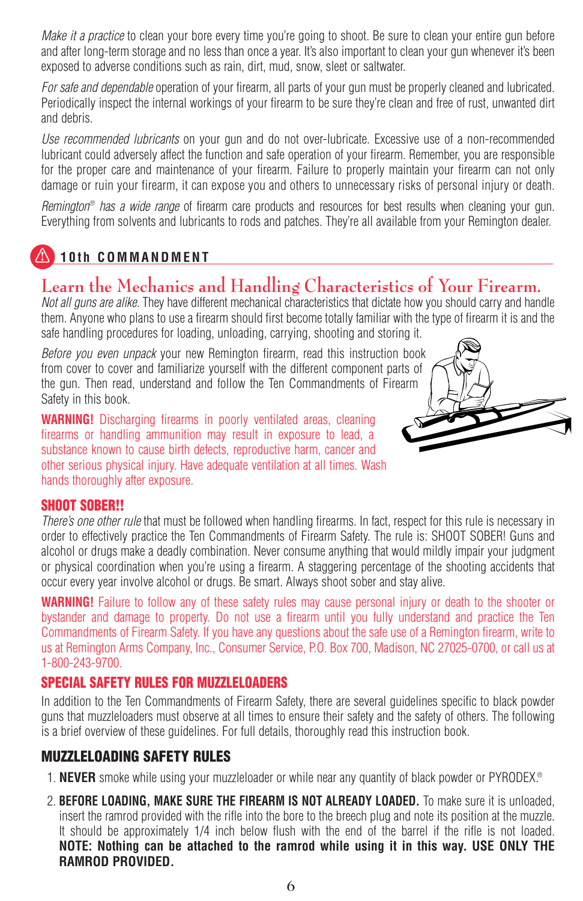*Make it a practice* to clean your bore every time you're going to shoot. Be sure to clean your entire gun before and after long-term storage and no less than once a year. It's also important to clean your gun whenever it's been exposed to adverse conditions such as rain, dirt, mud, snow, sleet or saltwater.

*For safe and dependable* operation of your firearm, all parts of your gun must be properly cleaned and lubricated. Periodically inspect the internal workings of your firearm to be sure they're clean and free of rust, unwanted dirt and debris.

*Use recommended lubricants* on your gun and do not over-lubricate. Excessive use of a non-recommended lubricant could adversely affect the function and safe operation of your firearm. Remember, you are responsible for the proper care and maintenance of your firearm. Failure to properly maintain your firearm can not only damage or ruin your firearm, it can expose you and others to unnecessary risks of personal injury or death.

*Remington® has a wide range* of firearm care products and resources for best results when cleaning your gun. Everything from solvents and lubricants to rods and patches. They're all available from your Remington dealer.

## 10th COMMANDMENT

## Learn the Mechanics and Handling Characteristics of Your Firearm.

*Not all guns are alike.* They have different mechanical characteristics that dictate how you should carry and handle them. Anyone who plans to use a firearm should first become totally familiar with the type of firearm it is and the safe handling procedures for loading, unloading, carrying, shooting and storing it.

*Before you even unpack* your new Remington firearm, read this instruction book from cover to cover and familiarize yourself with the different component parts of the gun. Then read, understand and follow the Ten Commandments of Firearm Safety in this book.

**WARNING!** Discharging firearms in poorly ventilated areas, cleaning firearms or handling ammunition may result in exposure to lead, a substance known to cause birth defects, reproductive harm, cancer and other serious physical injury. Have adequate ventilation at all times. Wash hands thoroughly after exposure.

### SHOOT SOBER!!

*There's one other rule* that must be followed when handling firearms. In fact, respect for this rule is necessary in order to effectively practice the Ten Commandments of Firearm Safety. The rule is: SHOOT SOBER! Guns and alcohol or drugs make a deadly combination. Never consume anything that would mildly impair your judgment or physical coordination when you're using a firearm. A staggering percentage of the shooting accidents that occur every year involve alcohol or drugs. Be smart. Always shoot sober and stay alive.

**WARNING!** Failure to follow any of these safety rules may cause personal injury or death to the shooter or bystander and damage to property. Do not use a firearm until you fully understand and practice the Ten Commandments of Firearm Safety. If you have any questions about the safe use of a Remington firearm, write to us at Remington Arms Company, Inc., Consumer Service, P.O. Box 700, Madison, NC 27025-0700, or call us at 1-800-243-9700.

### SPECIAL SAFETY RULES FOR MUZZLELOADERS

In addition to the Ten Commandments of Firearm Safety, there are several guidelines specific to black powder guns that muzzleloaders must observe at all times to ensure their safety and the safety of others. The following is a brief overview of these guidelines. For full details, thoroughly read this instruction book.

### MUZZLELOADING SAFETY RULES

1. **NEVER** smoke while using your muzzleloader or while near any quantity of black powder or PYRODEX.®
2. **BEFORE LOADING, MAKE SURE THE FIREARM IS NOT ALREADY LOADED.** To make sure it is unloaded, insert the ramrod provided with the rifle into the bore to the breech plug and note its position at the muzzle. It should be approximately 1/4 inch below flush with the end of the barrel if the rifle is not loaded. **NOTE: Nothing can be attached to the ramrod while using it in this way. USE ONLY THE RAMROD PROVIDED.**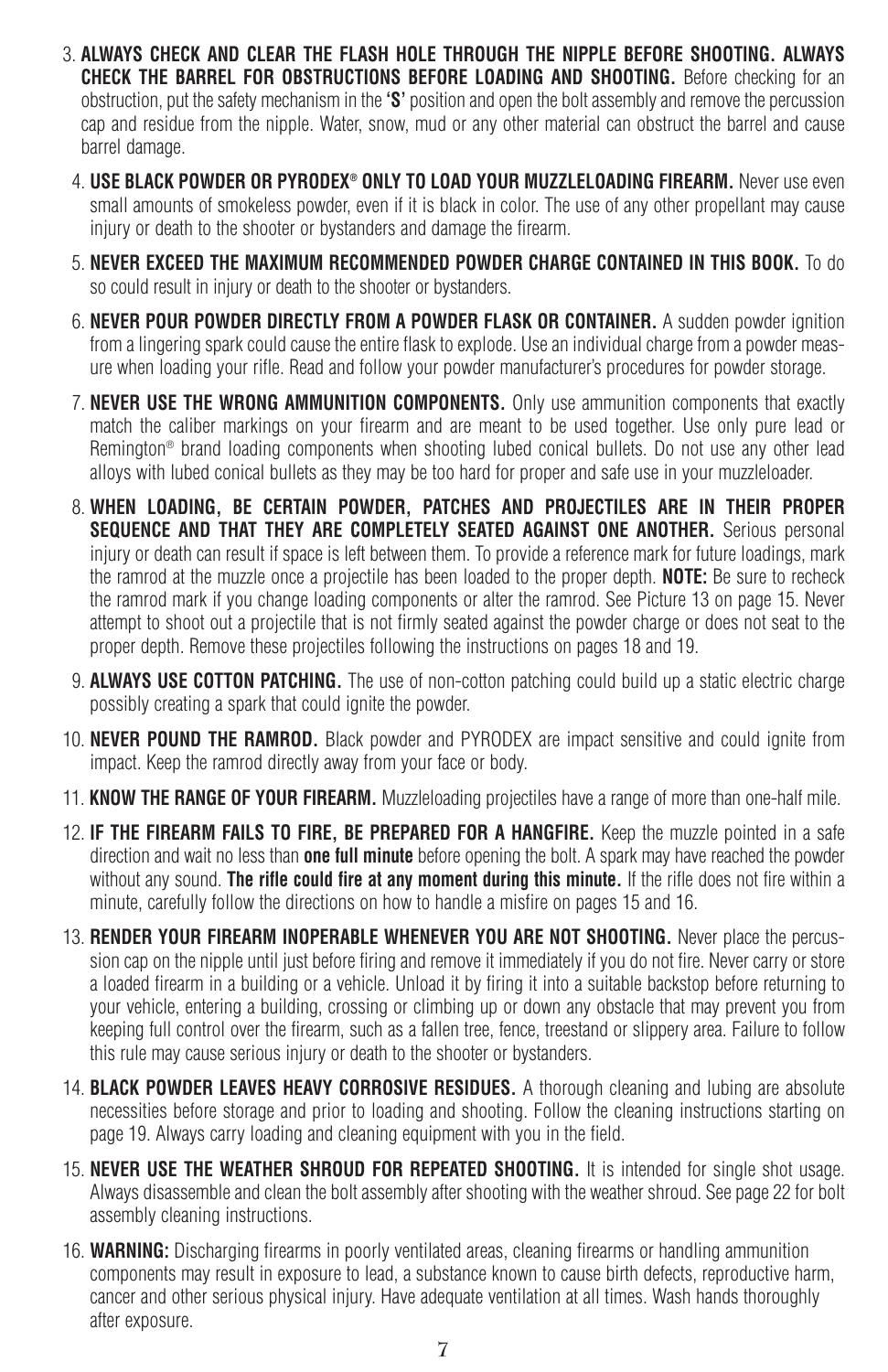3. **ALWAYS CHECK AND CLEAR THE FLASH HOLE THROUGH THE NIPPLE BEFORE SHOOTING. ALWAYS CHECK THE BARREL FOR OBSTRUCTIONS BEFORE LOADING AND SHOOTING.** Before checking for an obstruction, put the safety mechanism in the **'S'** position and open the bolt assembly and remove the percussion cap and residue from the nipple. Water, snow, mud or any other material can obstruct the barrel and cause barrel damage.

4. **USE BLACK POWDER OR PYRODEX® ONLY TO LOAD YOUR MUZZLELOADING FIREARM.** Never use even small amounts of smokeless powder, even if it is black in color. The use of any other propellant may cause injury or death to the shooter or bystanders and damage the firearm.

5. **NEVER EXCEED THE MAXIMUM RECOMMENDED POWDER CHARGE CONTAINED IN THIS BOOK.** To do so could result in injury or death to the shooter or bystanders.

6. **NEVER POUR POWDER DIRECTLY FROM A POWDER FLASK OR CONTAINER.** A sudden powder ignition from a lingering spark could cause the entire flask to explode. Use an individual charge from a powder measure when loading your rifle. Read and follow your powder manufacturer's procedures for powder storage.

7. **NEVER USE THE WRONG AMMUNITION COMPONENTS.** Only use ammunition components that exactly match the caliber markings on your firearm and are meant to be used together. Use only pure lead or Remington® brand loading components when shooting lubed conical bullets. Do not use any other lead alloys with lubed conical bullets as they may be too hard for proper and safe use in your muzzleloader.

8. **WHEN LOADING, BE CERTAIN POWDER, PATCHES AND PROJECTILES ARE IN THEIR PROPER SEQUENCE AND THAT THEY ARE COMPLETELY SEATED AGAINST ONE ANOTHER.** Serious personal injury or death can result if space is left between them. To provide a reference mark for future loadings, mark the ramrod at the muzzle once a projectile has been loaded to the proper depth. **NOTE:** Be sure to recheck the ramrod mark if you change loading components or alter the ramrod. See Picture 13 on page 15. Never attempt to shoot out a projectile that is not firmly seated against the powder charge or does not seat to the proper depth. Remove these projectiles following the instructions on pages 18 and 19.

9. **ALWAYS USE COTTON PATCHING.** The use of non-cotton patching could build up a static electric charge possibly creating a spark that could ignite the powder.

10. **NEVER POUND THE RAMROD.** Black powder and PYRODEX are impact sensitive and could ignite from impact. Keep the ramrod directly away from your face or body.

11. **KNOW THE RANGE OF YOUR FIREARM.** Muzzleloading projectiles have a range of more than one-half mile.

12. **IF THE FIREARM FAILS TO FIRE, BE PREPARED FOR A HANGFIRE.** Keep the muzzle pointed in a safe direction and wait no less than **one full minute** before opening the bolt. A spark may have reached the powder without any sound. **The rifle could fire at any moment during this minute.** If the rifle does not fire within a minute, carefully follow the directions on how to handle a misfire on pages 15 and 16.

13. **RENDER YOUR FIREARM INOPERABLE WHENEVER YOU ARE NOT SHOOTING.** Never place the percussion cap on the nipple until just before firing and remove it immediately if you do not fire. Never carry or store a loaded firearm in a building or a vehicle. Unload it by firing it into a suitable backstop before returning to your vehicle, entering a building, crossing or climbing up or down any obstacle that may prevent you from keeping full control over the firearm, such as a fallen tree, fence, treestand or slippery area. Failure to follow this rule may cause serious injury or death to the shooter or bystanders.

14. **BLACK POWDER LEAVES HEAVY CORROSIVE RESIDUES.** A thorough cleaning and lubing are absolute necessities before storage and prior to loading and shooting. Follow the cleaning instructions starting on page 19. Always carry loading and cleaning equipment with you in the field.

15. **NEVER USE THE WEATHER SHROUD FOR REPEATED SHOOTING.** It is intended for single shot usage. Always disassemble and clean the bolt assembly after shooting with the weather shroud. See page 22 for bolt assembly cleaning instructions.

16. **WARNING:** Discharging firearms in poorly ventilated areas, cleaning firearms or handling ammunition components may result in exposure to lead, a substance known to cause birth defects, reproductive harm, cancer and other serious physical injury. Have adequate ventilation at all times. Wash hands thoroughly after exposure.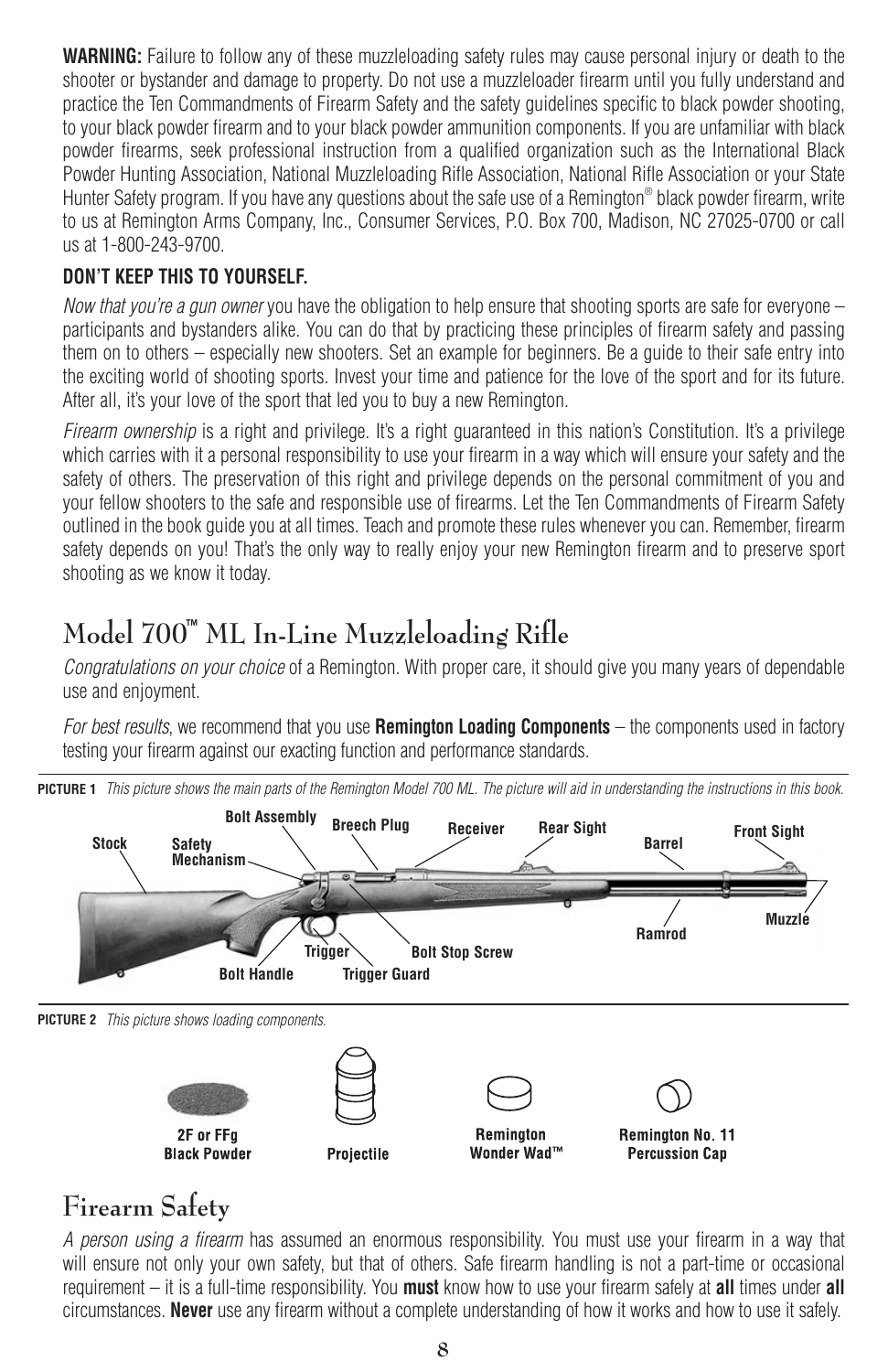**WARNING:** Failure to follow any of these muzzleloading safety rules may cause personal injury or death to the shooter or bystander and damage to property. Do not use a muzzleloader firearm until you fully understand and practice the Ten Commandments of Firearm Safety and the safety guidelines specific to black powder shooting, to your black powder firearm and to your black powder ammunition components. If you are unfamiliar with black powder firearms, seek professional instruction from a qualified organization such as the International Black Powder Hunting Association, National Muzzleloading Rifle Association, National Rifle Association or your State Hunter Safety program. If you have any questions about the safe use of a Remington® black powder firearm, write to us at Remington Arms Company, Inc., Consumer Services, P.O. Box 700, Madison, NC 27025-0700 or call us at 1-800-243-9700.

**DON'T KEEP THIS TO YOURSELF.**

*Now that you're a gun owner* you have the obligation to help ensure that shooting sports are safe for everyone – participants and bystanders alike. You can do that by practicing these principles of firearm safety and passing them on to others – especially new shooters. Set an example for beginners. Be a guide to their safe entry into the exciting world of shooting sports. Invest your time and patience for the love of the sport and for its future. After all, it's your love of the sport that led you to buy a new Remington.

*Firearm ownership* is a right and privilege. It's a right guaranteed in this nation's Constitution. It's a privilege which carries with it a personal responsibility to use your firearm in a way which will ensure your safety and the safety of others. The preservation of this right and privilege depends on the personal commitment of you and your fellow shooters to the safe and responsible use of firearms. Let the Ten Commandments of Firearm Safety outlined in the book guide you at all times. Teach and promote these rules whenever you can. Remember, firearm safety depends on you! That's the only way to really enjoy your new Remington firearm and to preserve sport shooting as we know it today.

# Model 700™ ML In-Line Muzzleloading Rifle

*Congratulations on your choice* of a Remington. With proper care, it should give you many years of dependable use and enjoyment.

*For best results*, we recommend that you use **Remington Loading Components** – the components used in factory testing your firearm against our exacting function and performance standards.

**PICTURE 1** *This picture shows the main parts of the Remington Model 700 ML. The picture will aid in understanding the instructions in this book.*

Stock, Safety Mechanism, Bolt Assembly, Breech Plug, Receiver, Rear Sight, Barrel, Front Sight, Muzzle, Ramrod, Bolt Stop Screw, Trigger, Trigger Guard, Bolt Handle

**PICTURE 2** *This picture shows loading components.*

2F or FFg Black Powder, Projectile, Remington Wonder Wad™, Remington No. 11 Percussion Cap

# Firearm Safety

*A person using a firearm* has assumed an enormous responsibility. You must use your firearm in a way that will ensure not only your own safety, but that of others. Safe firearm handling is not a part-time or occasional requirement – it is a full-time responsibility. You **must** know how to use your firearm safely at **all** times under **all** circumstances. **Never** use any firearm without a complete understanding of how it works and how to use it safely.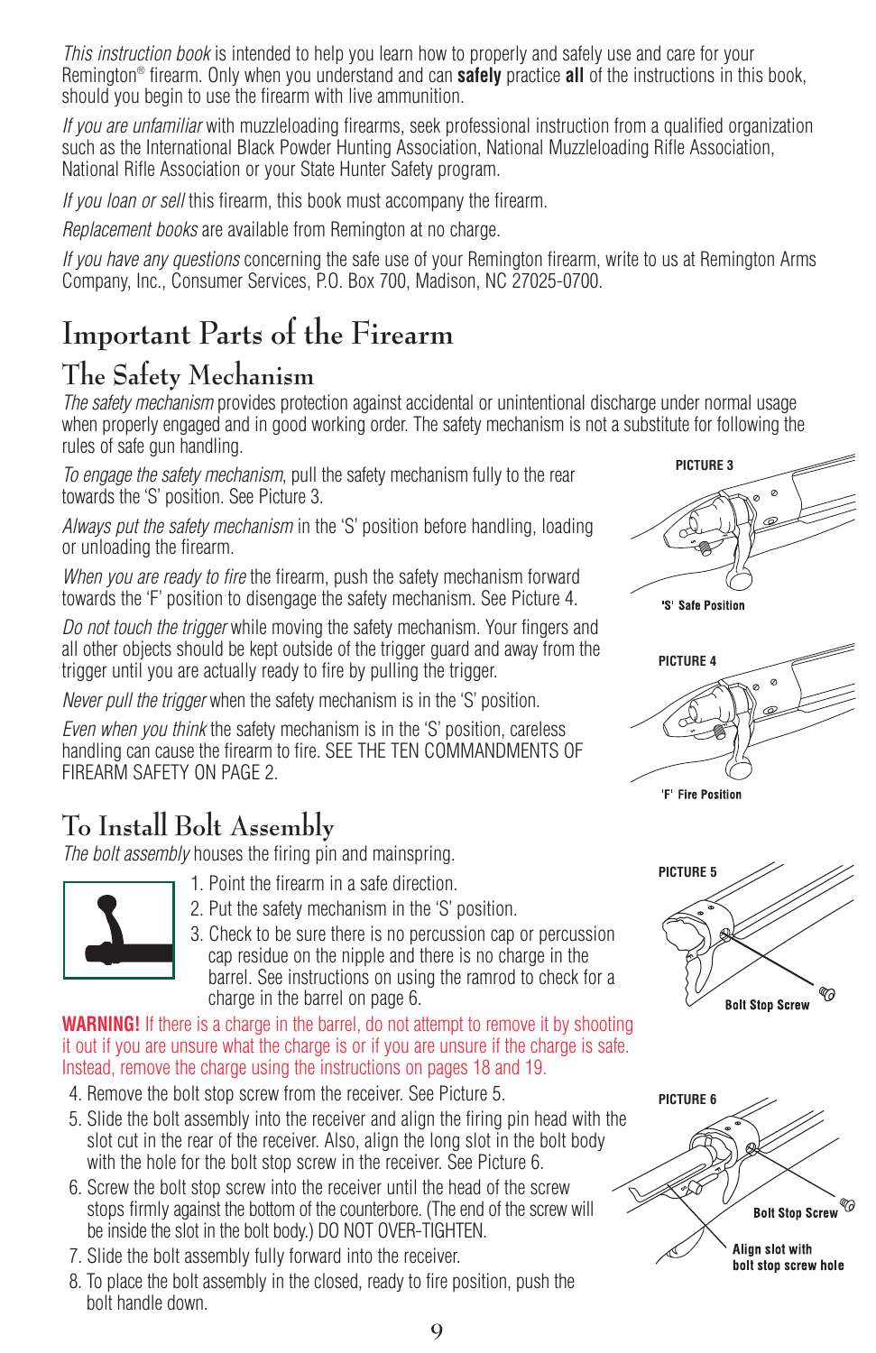*This instruction book* is intended to help you learn how to properly and safely use and care for your Remington® firearm. Only when you understand and can **safely** practice **all** of the instructions in this book, should you begin to use the firearm with live ammunition.

*If you are unfamiliar* with muzzleloading firearms, seek professional instruction from a qualified organization such as the International Black Powder Hunting Association, National Muzzleloading Rifle Association, National Rifle Association or your State Hunter Safety program.

*If you loan or sell* this firearm, this book must accompany the firearm.

*Replacement books* are available from Remington at no charge.

*If you have any questions* concerning the safe use of your Remington firearm, write to us at Remington Arms Company, Inc., Consumer Services, P.O. Box 700, Madison, NC 27025-0700.

# Important Parts of the Firearm

## The Safety Mechanism

*The safety mechanism* provides protection against accidental or unintentional discharge under normal usage when properly engaged and in good working order. The safety mechanism is not a substitute for following the rules of safe gun handling.

*To engage the safety mechanism*, pull the safety mechanism fully to the rear towards the 'S' position. See Picture 3.

*Always put the safety mechanism* in the 'S' position before handling, loading or unloading the firearm.

*When you are ready to fire* the firearm, push the safety mechanism forward towards the 'F' position to disengage the safety mechanism. See Picture 4.

*Do not touch the trigger* while moving the safety mechanism. Your fingers and all other objects should be kept outside of the trigger guard and away from the trigger until you are actually ready to fire by pulling the trigger.

*Never pull the trigger* when the safety mechanism is in the 'S' position.

*Even when you think* the safety mechanism is in the 'S' position, careless handling can cause the firearm to fire. SEE THE TEN COMMANDMENTS OF FIREARM SAFETY ON PAGE 2.

PICTURE 3

'S' Safe Position

PICTURE 4

'F' Fire Position

## To Install Bolt Assembly

*The bolt assembly* houses the firing pin and mainspring.

1. Point the firearm in a safe direction.
2. Put the safety mechanism in the 'S' position.
3. Check to be sure there is no percussion cap or percussion cap residue on the nipple and there is no charge in the barrel. See instructions on using the ramrod to check for a charge in the barrel on page 6.

**WARNING!** If there is a charge in the barrel, do not attempt to remove it by shooting it out if you are unsure what the charge is or if you are unsure if the charge is safe. Instead, remove the charge using the instructions on pages 18 and 19.

4. Remove the bolt stop screw from the receiver. See Picture 5.
5. Slide the bolt assembly into the receiver and align the firing pin head with the slot cut in the rear of the receiver. Also, align the long slot in the bolt body with the hole for the bolt stop screw in the receiver. See Picture 6.
6. Screw the bolt stop screw into the receiver until the head of the screw stops firmly against the bottom of the counterbore. (The end of the screw will be inside the slot in the bolt body.) DO NOT OVER-TIGHTEN.
7. Slide the bolt assembly fully forward into the receiver.
8. To place the bolt assembly in the closed, ready to fire position, push the bolt handle down.

PICTURE 5

Bolt Stop Screw

PICTURE 6

Bolt Stop Screw

Align slot with bolt stop screw hole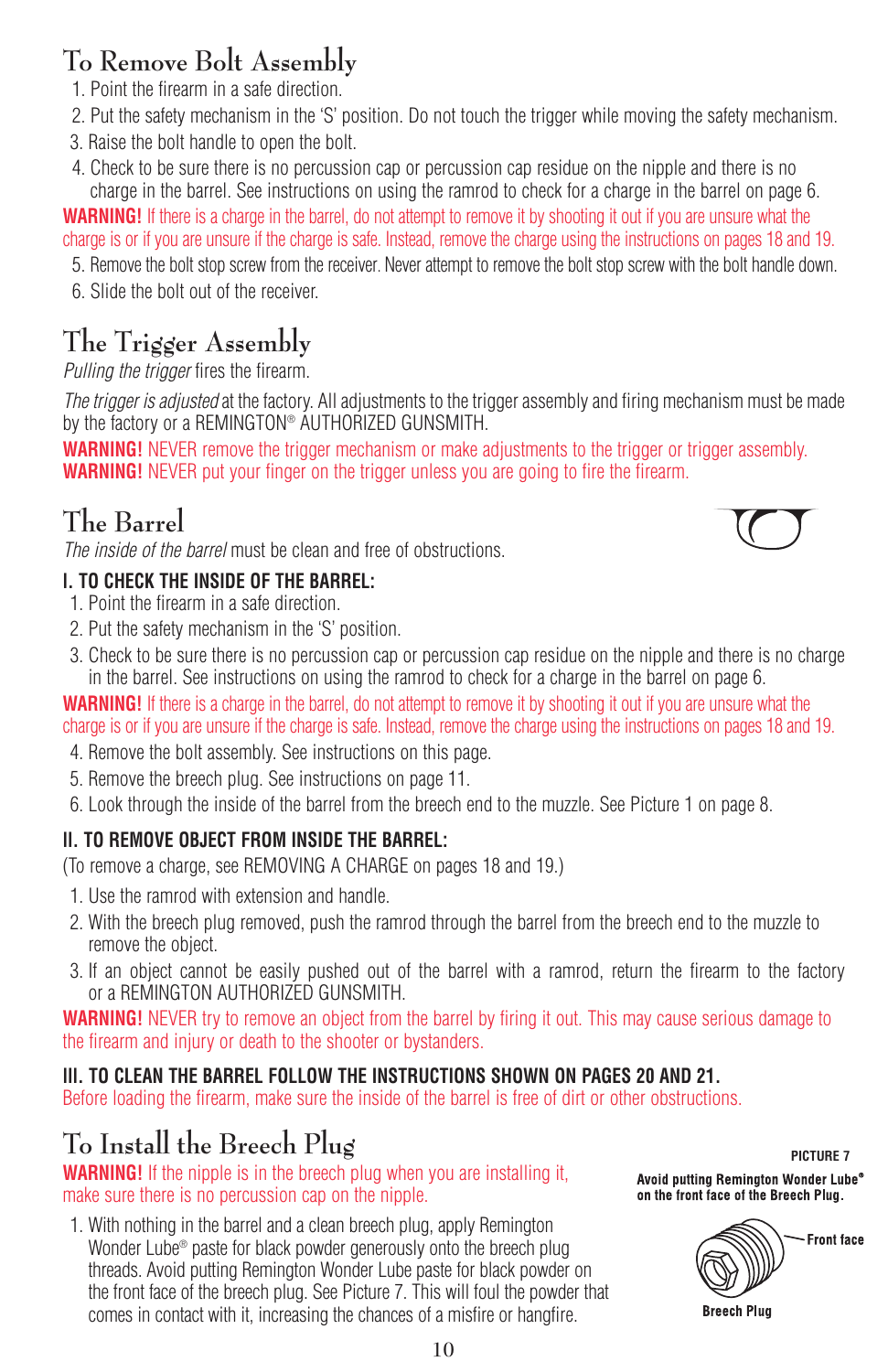## To Remove Bolt Assembly

1. Point the firearm in a safe direction.
2. Put the safety mechanism in the 'S' position. Do not touch the trigger while moving the safety mechanism.
3. Raise the bolt handle to open the bolt.
4. Check to be sure there is no percussion cap or percussion cap residue on the nipple and there is no charge in the barrel. See instructions on using the ramrod to check for a charge in the barrel on page 6.

**WARNING!** If there is a charge in the barrel, do not attempt to remove it by shooting it out if you are unsure what the charge is or if you are unsure if the charge is safe. Instead, remove the charge using the instructions on pages 18 and 19.

5. Remove the bolt stop screw from the receiver. Never attempt to remove the bolt stop screw with the bolt handle down.
6. Slide the bolt out of the receiver.

## The Trigger Assembly

*Pulling the trigger* fires the firearm.

*The trigger is adjusted* at the factory. All adjustments to the trigger assembly and firing mechanism must be made by the factory or a REMINGTON® AUTHORIZED GUNSMITH.

**WARNING!** NEVER remove the trigger mechanism or make adjustments to the trigger or trigger assembly.
**WARNING!** NEVER put your finger on the trigger unless you are going to fire the firearm.

## The Barrel

*The inside of the barrel* must be clean and free of obstructions.

### I. TO CHECK THE INSIDE OF THE BARREL:

1. Point the firearm in a safe direction.
2. Put the safety mechanism in the 'S' position.
3. Check to be sure there is no percussion cap or percussion cap residue on the nipple and there is no charge in the barrel. See instructions on using the ramrod to check for a charge in the barrel on page 6.

**WARNING!** If there is a charge in the barrel, do not attempt to remove it by shooting it out if you are unsure what the charge is or if you are unsure if the charge is safe. Instead, remove the charge using the instructions on pages 18 and 19.

4. Remove the bolt assembly. See instructions on this page.
5. Remove the breech plug. See instructions on page 11.
6. Look through the inside of the barrel from the breech end to the muzzle. See Picture 1 on page 8.

### II. TO REMOVE OBJECT FROM INSIDE THE BARREL:

(To remove a charge, see REMOVING A CHARGE on pages 18 and 19.)

1. Use the ramrod with extension and handle.
2. With the breech plug removed, push the ramrod through the barrel from the breech end to the muzzle to remove the object.
3. If an object cannot be easily pushed out of the barrel with a ramrod, return the firearm to the factory or a REMINGTON AUTHORIZED GUNSMITH.

**WARNING!** NEVER try to remove an object from the barrel by firing it out. This may cause serious damage to the firearm and injury or death to the shooter or bystanders.

### III. TO CLEAN THE BARREL FOLLOW THE INSTRUCTIONS SHOWN ON PAGES 20 AND 21.

Before loading the firearm, make sure the inside of the barrel is free of dirt or other obstructions.

## To Install the Breech Plug

**WARNING!** If the nipple is in the breech plug when you are installing it, make sure there is no percussion cap on the nipple.

1. With nothing in the barrel and a clean breech plug, apply Remington Wonder Lube® paste for black powder generously onto the breech plug threads. Avoid putting Remington Wonder Lube paste for black powder on the front face of the breech plug. See Picture 7. This will foul the powder that comes in contact with it, increasing the chances of a misfire or hangfire.

**PICTURE 7**

**Avoid putting Remington Wonder Lube® on the front face of the Breech Plug.**

Front face

Breech Plug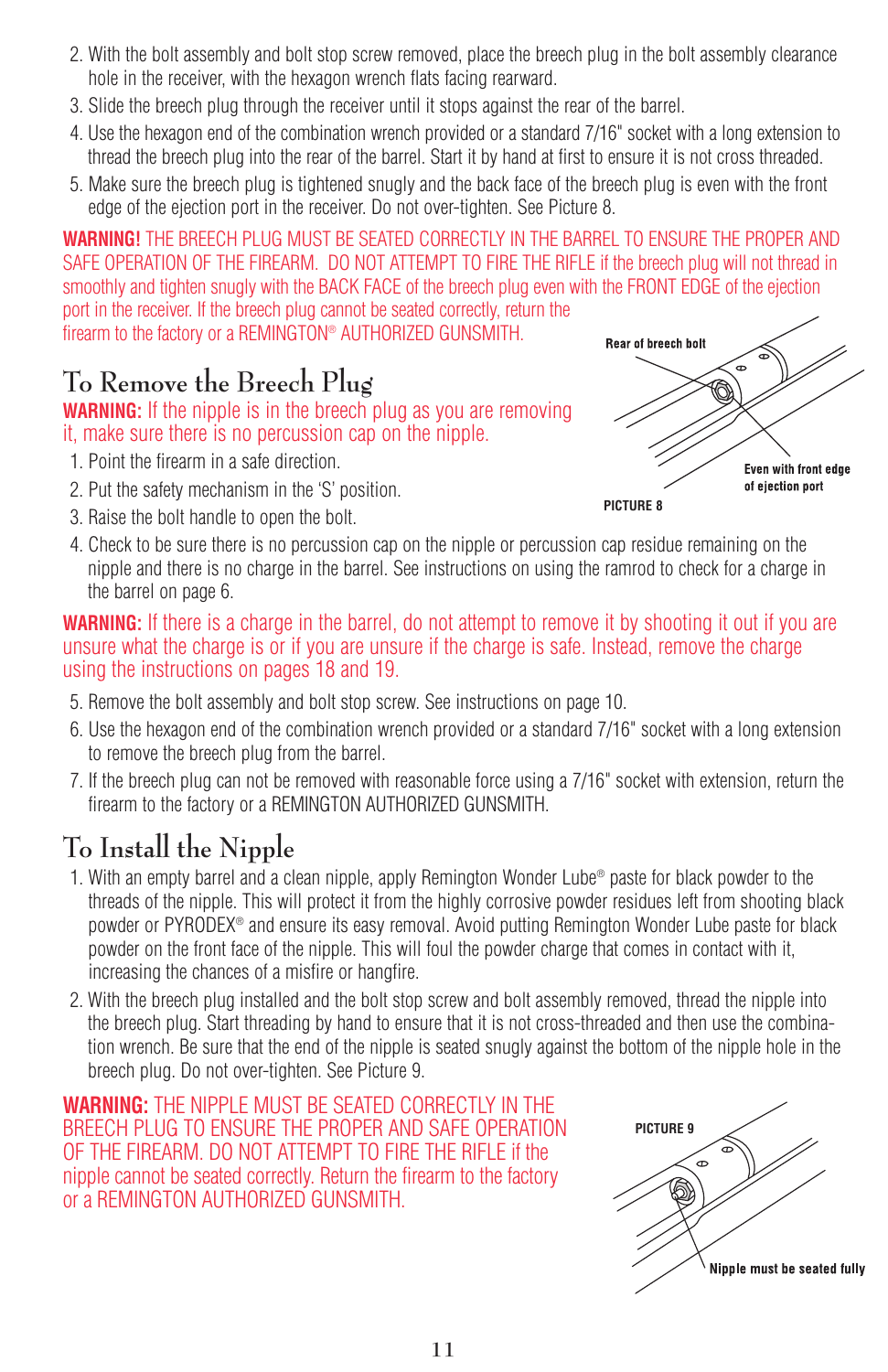2. With the bolt assembly and bolt stop screw removed, place the breech plug in the bolt assembly clearance hole in the receiver, with the hexagon wrench flats facing rearward.
3. Slide the breech plug through the receiver until it stops against the rear of the barrel.
4. Use the hexagon end of the combination wrench provided or a standard 7/16" socket with a long extension to thread the breech plug into the rear of the barrel. Start it by hand at first to ensure it is not cross threaded.
5. Make sure the breech plug is tightened snugly and the back face of the breech plug is even with the front edge of the ejection port in the receiver. Do not over-tighten. See Picture 8.

**WARNING!** THE BREECH PLUG MUST BE SEATED CORRECTLY IN THE BARREL TO ENSURE THE PROPER AND SAFE OPERATION OF THE FIREARM. DO NOT ATTEMPT TO FIRE THE RIFLE if the breech plug will not thread in smoothly and tighten snugly with the BACK FACE of the breech plug even with the FRONT EDGE of the ejection port in the receiver. If the breech plug cannot be seated correctly, return the firearm to the factory or a REMINGTON® AUTHORIZED GUNSMITH.

Rear of breech bolt

Even with front edge of ejection port

PICTURE 8

## To Remove the Breech Plug

**WARNING:** If the nipple is in the breech plug as you are removing it, make sure there is no percussion cap on the nipple.

1. Point the firearm in a safe direction.
2. Put the safety mechanism in the 'S' position.
3. Raise the bolt handle to open the bolt.
4. Check to be sure there is no percussion cap on the nipple or percussion cap residue remaining on the nipple and there is no charge in the barrel. See instructions on using the ramrod to check for a charge in the barrel on page 6.

**WARNING:** If there is a charge in the barrel, do not attempt to remove it by shooting it out if you are unsure what the charge is or if you are unsure if the charge is safe. Instead, remove the charge using the instructions on pages 18 and 19.

5. Remove the bolt assembly and bolt stop screw. See instructions on page 10.
6. Use the hexagon end of the combination wrench provided or a standard 7/16" socket with a long extension to remove the breech plug from the barrel.
7. If the breech plug can not be removed with reasonable force using a 7/16" socket with extension, return the firearm to the factory or a REMINGTON AUTHORIZED GUNSMITH.

## To Install the Nipple

1. With an empty barrel and a clean nipple, apply Remington Wonder Lube® paste for black powder to the threads of the nipple. This will protect it from the highly corrosive powder residues left from shooting black powder or PYRODEX® and ensure its easy removal. Avoid putting Remington Wonder Lube paste for black powder on the front face of the nipple. This will foul the powder charge that comes in contact with it, increasing the chances of a misfire or hangfire.
2. With the breech plug installed and the bolt stop screw and bolt assembly removed, thread the nipple into the breech plug. Start threading by hand to ensure that it is not cross-threaded and then use the combination wrench. Be sure that the end of the nipple is seated snugly against the bottom of the nipple hole in the breech plug. Do not over-tighten. See Picture 9.

**WARNING:** THE NIPPLE MUST BE SEATED CORRECTLY IN THE BREECH PLUG TO ENSURE THE PROPER AND SAFE OPERATION OF THE FIREARM. DO NOT ATTEMPT TO FIRE THE RIFLE if the nipple cannot be seated correctly. Return the firearm to the factory or a REMINGTON AUTHORIZED GUNSMITH.

PICTURE 9

Nipple must be seated fully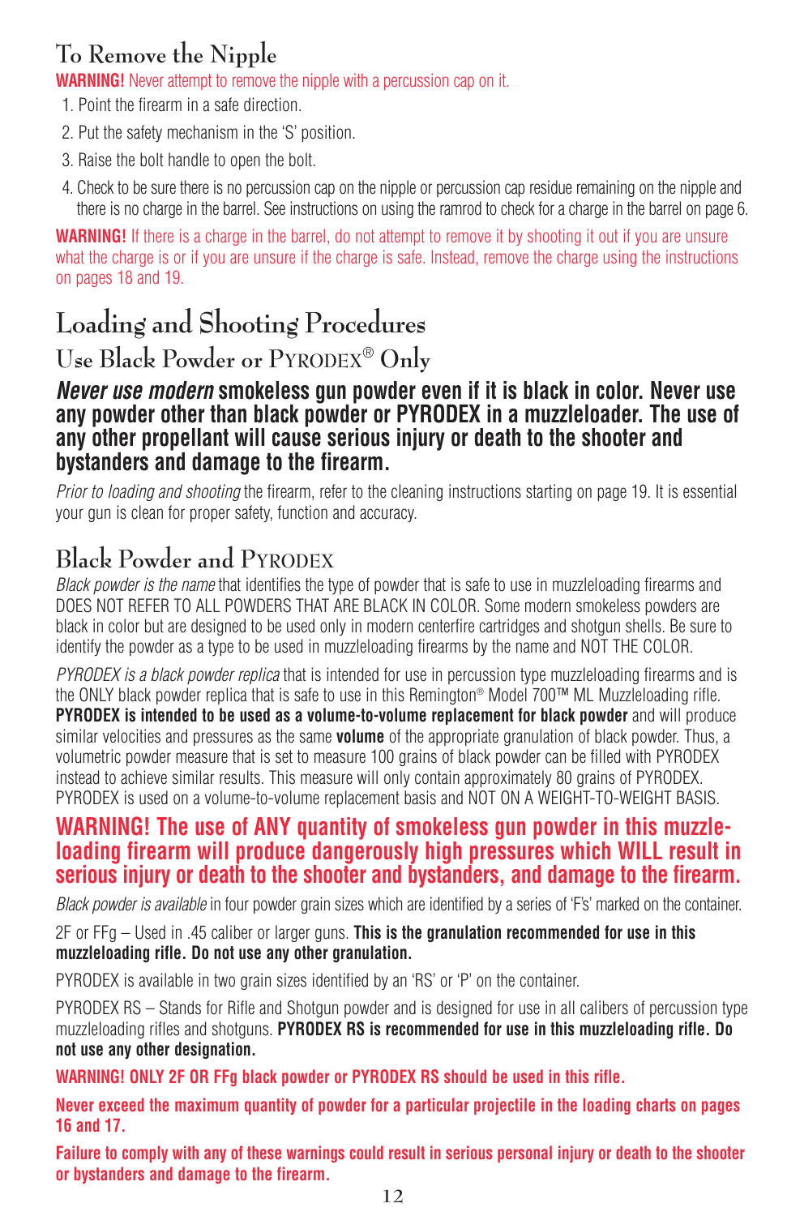## To Remove the Nipple

**WARNING!** Never attempt to remove the nipple with a percussion cap on it.

1. Point the firearm in a safe direction.
2. Put the safety mechanism in the 'S' position.
3. Raise the bolt handle to open the bolt.
4. Check to be sure there is no percussion cap on the nipple or percussion cap residue remaining on the nipple and there is no charge in the barrel. See instructions on using the ramrod to check for a charge in the barrel on page 6.

**WARNING!** If there is a charge in the barrel, do not attempt to remove it by shooting it out if you are unsure what the charge is or if you are unsure if the charge is safe. Instead, remove the charge using the instructions on pages 18 and 19.

# Loading and Shooting Procedures

## Use Black Powder or PYRODEX® Only

***Never use modern* smokeless gun powder even if it is black in color. Never use any powder other than black powder or PYRODEX in a muzzleloader. The use of any other propellant will cause serious injury or death to the shooter and bystanders and damage to the firearm.**

*Prior to loading and shooting* the firearm, refer to the cleaning instructions starting on page 19. It is essential your gun is clean for proper safety, function and accuracy.

## Black Powder and PYRODEX

*Black powder is the name* that identifies the type of powder that is safe to use in muzzleloading firearms and DOES NOT REFER TO ALL POWDERS THAT ARE BLACK IN COLOR. Some modern smokeless powders are black in color but are designed to be used only in modern centerfire cartridges and shotgun shells. Be sure to identify the powder as a type to be used in muzzleloading firearms by the name and NOT THE COLOR.

*PYRODEX is a black powder replica* that is intended for use in percussion type muzzleloading firearms and is the ONLY black powder replica that is safe to use in this Remington® Model 700™ ML Muzzleloading rifle. **PYRODEX is intended to be used as a volume-to-volume replacement for black powder** and will produce similar velocities and pressures as the same **volume** of the appropriate granulation of black powder. Thus, a volumetric powder measure that is set to measure 100 grains of black powder can be filled with PYRODEX instead to achieve similar results. This measure will only contain approximately 80 grains of PYRODEX. PYRODEX is used on a volume-to-volume replacement basis and NOT ON A WEIGHT-TO-WEIGHT BASIS.

**WARNING! The use of ANY quantity of smokeless gun powder in this muzzle-loading firearm will produce dangerously high pressures which WILL result in serious injury or death to the shooter and bystanders, and damage to the firearm.**

*Black powder is available* in four powder grain sizes which are identified by a series of 'F's' marked on the container.

2F or FFg – Used in .45 caliber or larger guns. **This is the granulation recommended for use in this muzzleloading rifle. Do not use any other granulation.**

PYRODEX is available in two grain sizes identified by an 'RS' or 'P' on the container.

PYRODEX RS – Stands for Rifle and Shotgun powder and is designed for use in all calibers of percussion type muzzleloading rifles and shotguns. **PYRODEX RS is recommended for use in this muzzleloading rifle. Do not use any other designation.**

**WARNING! ONLY 2F OR FFg black powder or PYRODEX RS should be used in this rifle.**

**Never exceed the maximum quantity of powder for a particular projectile in the loading charts on pages 16 and 17.**

**Failure to comply with any of these warnings could result in serious personal injury or death to the shooter or bystanders and damage to the firearm.**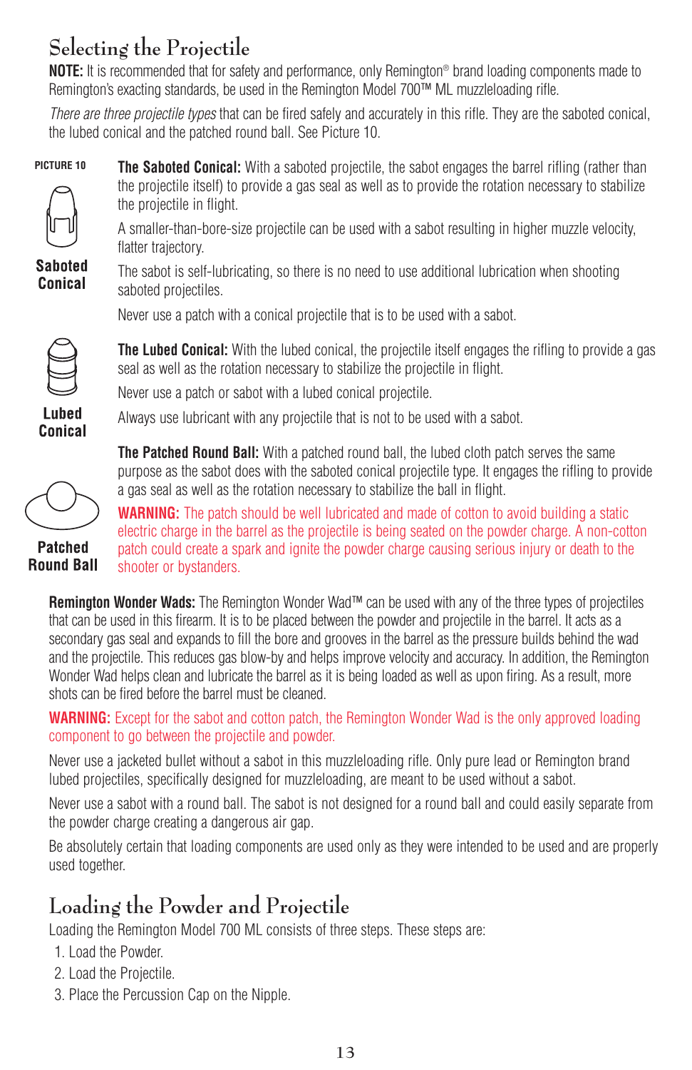## Selecting the Projectile

**NOTE:** It is recommended that for safety and performance, only Remington® brand loading components made to Remington's exacting standards, be used in the Remington Model 700™ ML muzzleloading rifle.

*There are three projectile types* that can be fired safely and accurately in this rifle. They are the saboted conical, the lubed conical and the patched round ball. See Picture 10.

PICTURE 10

**Saboted Conical**

**The Saboted Conical:** With a saboted projectile, the sabot engages the barrel rifling (rather than the projectile itself) to provide a gas seal as well as to provide the rotation necessary to stabilize the projectile in flight.

A smaller-than-bore-size projectile can be used with a sabot resulting in higher muzzle velocity, flatter trajectory.

The sabot is self-lubricating, so there is no need to use additional lubrication when shooting saboted projectiles.

Never use a patch with a conical projectile that is to be used with a sabot.

**Lubed Conical**

**The Lubed Conical:** With the lubed conical, the projectile itself engages the rifling to provide a gas seal as well as the rotation necessary to stabilize the projectile in flight.

Never use a patch or sabot with a lubed conical projectile.

Always use lubricant with any projectile that is not to be used with a sabot.

**Patched Round Ball**

**The Patched Round Ball:** With a patched round ball, the lubed cloth patch serves the same purpose as the sabot does with the saboted conical projectile type. It engages the rifling to provide a gas seal as well as the rotation necessary to stabilize the ball in flight.

**WARNING:** The patch should be well lubricated and made of cotton to avoid building a static electric charge in the barrel as the projectile is being seated on the powder charge. A non-cotton patch could create a spark and ignite the powder charge causing serious injury or death to the shooter or bystanders.

**Remington Wonder Wads:** The Remington Wonder Wad™ can be used with any of the three types of projectiles that can be used in this firearm. It is to be placed between the powder and projectile in the barrel. It acts as a secondary gas seal and expands to fill the bore and grooves in the barrel as the pressure builds behind the wad and the projectile. This reduces gas blow-by and helps improve velocity and accuracy. In addition, the Remington Wonder Wad helps clean and lubricate the barrel as it is being loaded as well as upon firing. As a result, more shots can be fired before the barrel must be cleaned.

**WARNING:** Except for the sabot and cotton patch, the Remington Wonder Wad is the only approved loading component to go between the projectile and powder.

Never use a jacketed bullet without a sabot in this muzzleloading rifle. Only pure lead or Remington brand lubed projectiles, specifically designed for muzzleloading, are meant to be used without a sabot.

Never use a sabot with a round ball. The sabot is not designed for a round ball and could easily separate from the powder charge creating a dangerous air gap.

Be absolutely certain that loading components are used only as they were intended to be used and are properly used together.

## Loading the Powder and Projectile

Loading the Remington Model 700 ML consists of three steps. These steps are:

1. Load the Powder.
2. Load the Projectile.
3. Place the Percussion Cap on the Nipple.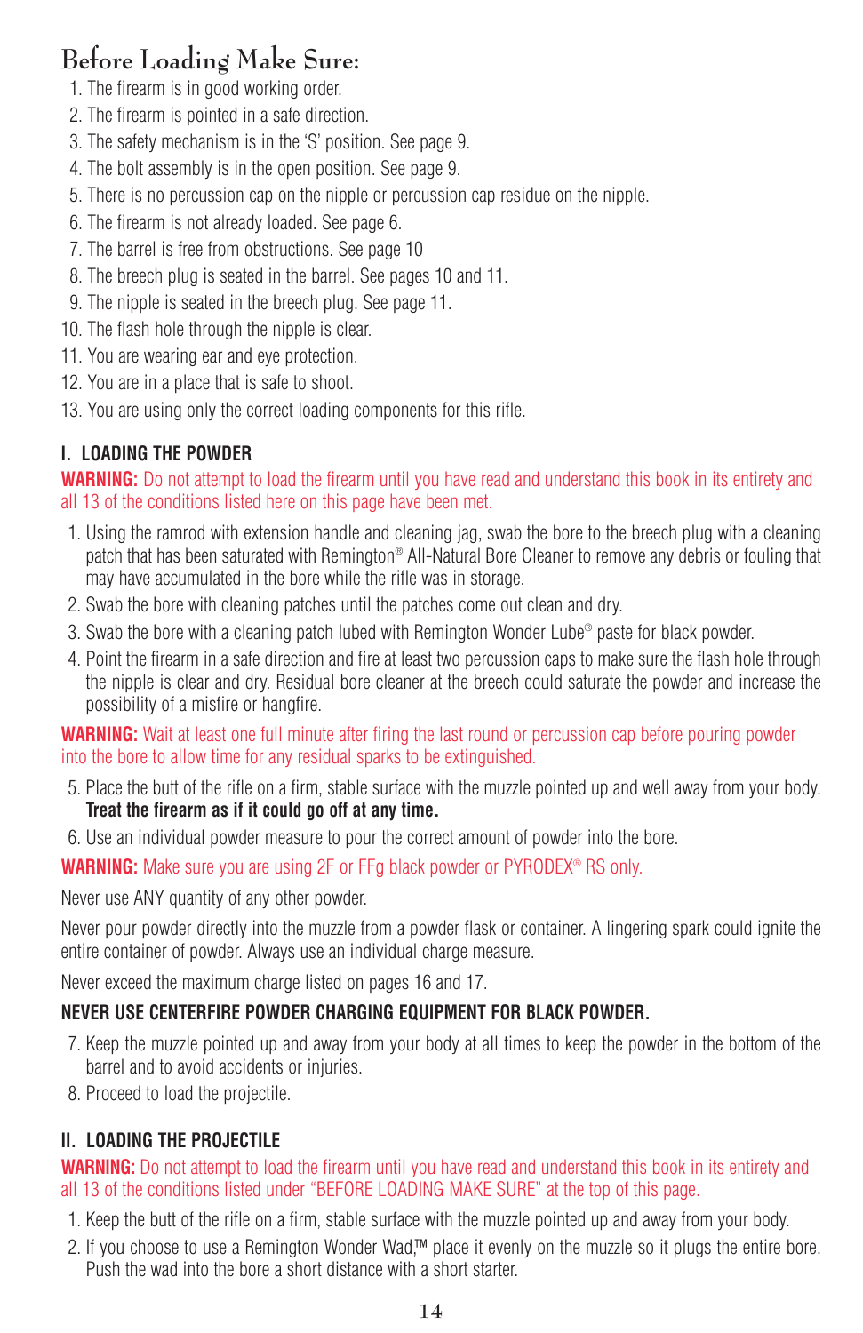# Before Loading Make Sure:

1. The firearm is in good working order.
2. The firearm is pointed in a safe direction.
3. The safety mechanism is in the 'S' position. See page 9.
4. The bolt assembly is in the open position. See page 9.
5. There is no percussion cap on the nipple or percussion cap residue on the nipple.
6. The firearm is not already loaded. See page 6.
7. The barrel is free from obstructions. See page 10
8. The breech plug is seated in the barrel. See pages 10 and 11.
9. The nipple is seated in the breech plug. See page 11.
10. The flash hole through the nipple is clear.
11. You are wearing ear and eye protection.
12. You are in a place that is safe to shoot.
13. You are using only the correct loading components for this rifle.

## I. LOADING THE POWDER

**WARNING:** Do not attempt to load the firearm until you have read and understand this book in its entirety and all 13 of the conditions listed here on this page have been met.

1. Using the ramrod with extension handle and cleaning jag, swab the bore to the breech plug with a cleaning patch that has been saturated with Remington® All-Natural Bore Cleaner to remove any debris or fouling that may have accumulated in the bore while the rifle was in storage.
2. Swab the bore with cleaning patches until the patches come out clean and dry.
3. Swab the bore with a cleaning patch lubed with Remington Wonder Lube® paste for black powder.
4. Point the firearm in a safe direction and fire at least two percussion caps to make sure the flash hole through the nipple is clear and dry. Residual bore cleaner at the breech could saturate the powder and increase the possibility of a misfire or hangfire.

**WARNING:** Wait at least one full minute after firing the last round or percussion cap before pouring powder into the bore to allow time for any residual sparks to be extinguished.

5. Place the butt of the rifle on a firm, stable surface with the muzzle pointed up and well away from your body. **Treat the firearm as if it could go off at any time.**
6. Use an individual powder measure to pour the correct amount of powder into the bore.

**WARNING:** Make sure you are using 2F or FFg black powder or PYRODEX® RS only.

Never use ANY quantity of any other powder.

Never pour powder directly into the muzzle from a powder flask or container. A lingering spark could ignite the entire container of powder. Always use an individual charge measure.

Never exceed the maximum charge listed on pages 16 and 17.

**NEVER USE CENTERFIRE POWDER CHARGING EQUIPMENT FOR BLACK POWDER.**

7. Keep the muzzle pointed up and away from your body at all times to keep the powder in the bottom of the barrel and to avoid accidents or injuries.
8. Proceed to load the projectile.

## II. LOADING THE PROJECTILE

**WARNING:** Do not attempt to load the firearm until you have read and understand this book in its entirety and all 13 of the conditions listed under "BEFORE LOADING MAKE SURE" at the top of this page.

1. Keep the butt of the rifle on a firm, stable surface with the muzzle pointed up and away from your body.
2. If you choose to use a Remington Wonder Wad,™ place it evenly on the muzzle so it plugs the entire bore. Push the wad into the bore a short distance with a short starter.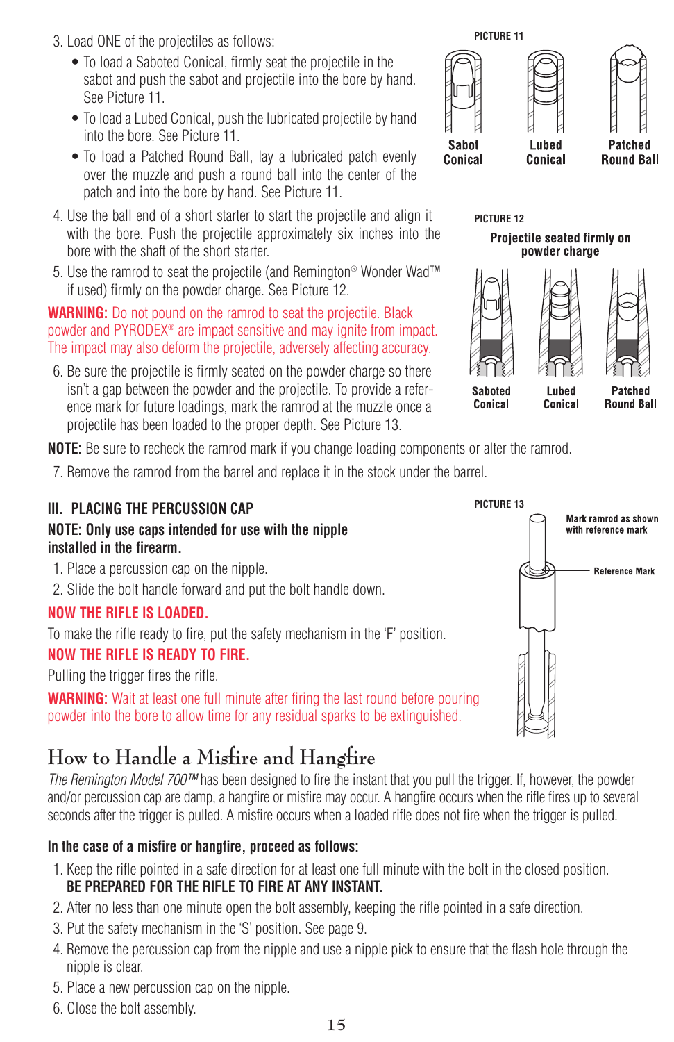3. Load ONE of the projectiles as follows:
   - To load a Saboted Conical, firmly seat the projectile in the sabot and push the sabot and projectile into the bore by hand. See Picture 11.
   - To load a Lubed Conical, push the lubricated projectile by hand into the bore. See Picture 11.
   - To load a Patched Round Ball, lay a lubricated patch evenly over the muzzle and push a round ball into the center of the patch and into the bore by hand. See Picture 11.
4. Use the ball end of a short starter to start the projectile and align it with the bore. Push the projectile approximately six inches into the bore with the shaft of the short starter.
5. Use the ramrod to seat the projectile (and Remington® Wonder Wad™ if used) firmly on the powder charge. See Picture 12.

**WARNING:** Do not pound on the ramrod to seat the projectile. Black powder and PYRODEX® are impact sensitive and may ignite from impact. The impact may also deform the projectile, adversely affecting accuracy.

6. Be sure the projectile is firmly seated on the powder charge so there isn't a gap between the powder and the projectile. To provide a reference mark for future loadings, mark the ramrod at the muzzle once a projectile has been loaded to the proper depth. See Picture 13.

**NOTE:** Be sure to recheck the ramrod mark if you change loading components or alter the ramrod.

7. Remove the ramrod from the barrel and replace it in the stock under the barrel.

**PICTURE 11**

Sabot Conical — Lubed Conical — Patched Round Ball

**PICTURE 12**

Projectile seated firmly on powder charge

Saboted Conical — Lubed Conical — Patched Round Ball

**PICTURE 13**

Mark ramrod as shown with reference mark

Reference Mark

## III. PLACING THE PERCUSSION CAP

**NOTE: Only use caps intended for use with the nipple installed in the firearm.**

1. Place a percussion cap on the nipple.
2. Slide the bolt handle forward and put the bolt handle down.

**NOW THE RIFLE IS LOADED.**

To make the rifle ready to fire, put the safety mechanism in the 'F' position.

**NOW THE RIFLE IS READY TO FIRE.**

Pulling the trigger fires the rifle.

**WARNING:** Wait at least one full minute after firing the last round before pouring powder into the bore to allow time for any residual sparks to be extinguished.

# How to Handle a Misfire and Hangfire

*The Remington Model 700™* has been designed to fire the instant that you pull the trigger. If, however, the powder and/or percussion cap are damp, a hangfire or misfire may occur. A hangfire occurs when the rifle fires up to several seconds after the trigger is pulled. A misfire occurs when a loaded rifle does not fire when the trigger is pulled.

**In the case of a misfire or hangfire, proceed as follows:**

1. Keep the rifle pointed in a safe direction for at least one full minute with the bolt in the closed position. **BE PREPARED FOR THE RIFLE TO FIRE AT ANY INSTANT.**
2. After no less than one minute open the bolt assembly, keeping the rifle pointed in a safe direction.
3. Put the safety mechanism in the 'S' position. See page 9.
4. Remove the percussion cap from the nipple and use a nipple pick to ensure that the flash hole through the nipple is clear.
5. Place a new percussion cap on the nipple.
6. Close the bolt assembly.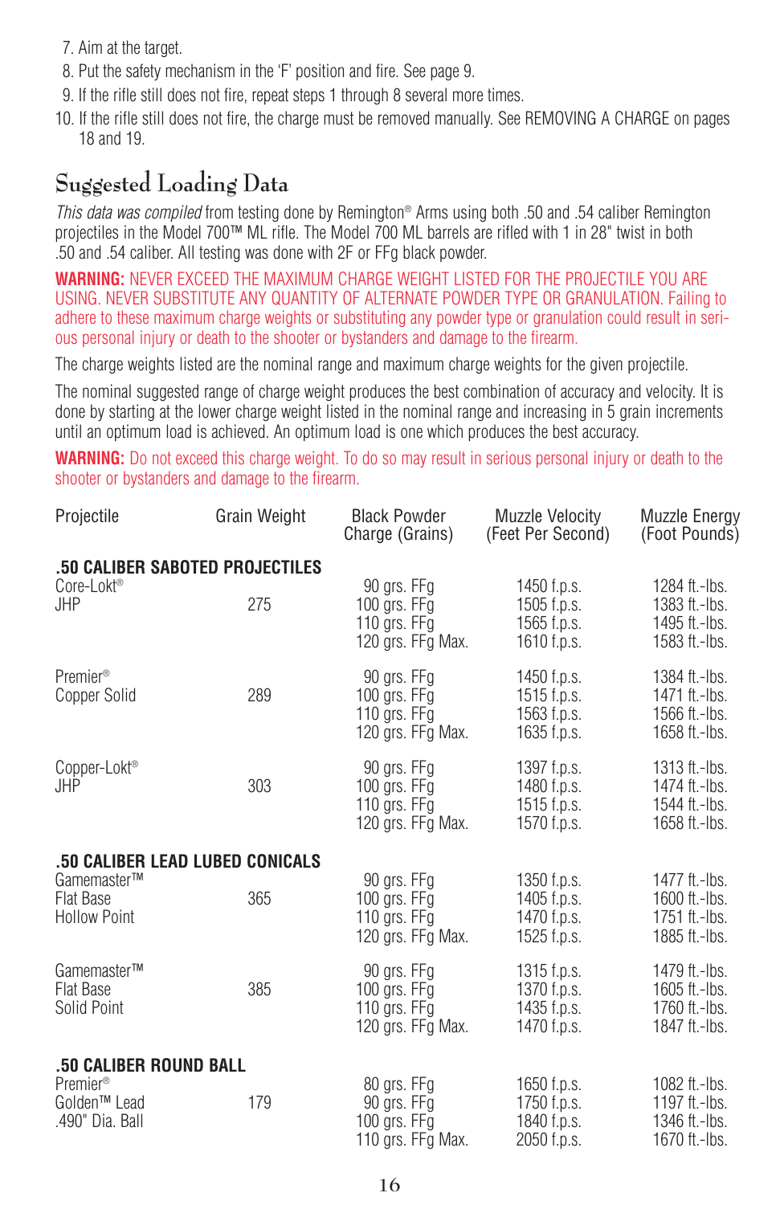7. Aim at the target.
8. Put the safety mechanism in the 'F' position and fire. See page 9.
9. If the rifle still does not fire, repeat steps 1 through 8 several more times.
10. If the rifle still does not fire, the charge must be removed manually. See REMOVING A CHARGE on pages 18 and 19.

## Suggested Loading Data

*This data was compiled* from testing done by Remington® Arms using both .50 and .54 caliber Remington projectiles in the Model 700™ ML rifle. The Model 700 ML barrels are rifled with 1 in 28" twist in both .50 and .54 caliber. All testing was done with 2F or FFg black powder.

**WARNING:** NEVER EXCEED THE MAXIMUM CHARGE WEIGHT LISTED FOR THE PROJECTILE YOU ARE USING. NEVER SUBSTITUTE ANY QUANTITY OF ALTERNATE POWDER TYPE OR GRANULATION. Failing to adhere to these maximum charge weights or substituting any powder type or granulation could result in serious personal injury or death to the shooter or bystanders and damage to the firearm.

The charge weights listed are the nominal range and maximum charge weights for the given projectile.

The nominal suggested range of charge weight produces the best combination of accuracy and velocity. It is done by starting at the lower charge weight listed in the nominal range and increasing in 5 grain increments until an optimum load is achieved. An optimum load is one which produces the best accuracy.

**WARNING:** Do not exceed this charge weight. To do so may result in serious personal injury or death to the shooter or bystanders and damage to the firearm.

| Projectile | Grain Weight | Black Powder Charge (Grains) | Muzzle Velocity (Feet Per Second) | Muzzle Energy (Foot Pounds) |
|---|---|---|---|---|
| **.50 CALIBER SABOTED PROJECTILES** | | | | |
| Core-Lokt® JHP | 275 | 90 grs. FFg | 1450 f.p.s. | 1284 ft.-lbs. |
| | | 100 grs. FFg | 1505 f.p.s. | 1383 ft.-lbs. |
| | | 110 grs. FFg | 1565 f.p.s. | 1495 ft.-lbs. |
| | | 120 grs. FFg Max. | 1610 f.p.s. | 1583 ft.-lbs. |
| Premier® Copper Solid | 289 | 90 grs. FFg | 1450 f.p.s. | 1384 ft.-lbs. |
| | | 100 grs. FFg | 1515 f.p.s. | 1471 ft.-lbs. |
| | | 110 grs. FFg | 1563 f.p.s. | 1566 ft.-lbs. |
| | | 120 grs. FFg Max. | 1635 f.p.s. | 1658 ft.-lbs. |
| Copper-Lokt® JHP | 303 | 90 grs. FFg | 1397 f.p.s. | 1313 ft.-lbs. |
| | | 100 grs. FFg | 1480 f.p.s. | 1474 ft.-lbs. |
| | | 110 grs. FFg | 1515 f.p.s. | 1544 ft.-lbs. |
| | | 120 grs. FFg Max. | 1570 f.p.s. | 1658 ft.-lbs. |
| **.50 CALIBER LEAD LUBED CONICALS** | | | | |
| Gamemaster™ Flat Base Hollow Point | 365 | 90 grs. FFg | 1350 f.p.s. | 1477 ft.-lbs. |
| | | 100 grs. FFg | 1405 f.p.s. | 1600 ft.-lbs. |
| | | 110 grs. FFg | 1470 f.p.s. | 1751 ft.-lbs. |
| | | 120 grs. FFg Max. | 1525 f.p.s. | 1885 ft.-lbs. |
| Gamemaster™ Flat Base Solid Point | 385 | 90 grs. FFg | 1315 f.p.s. | 1479 ft.-lbs. |
| | | 100 grs. FFg | 1370 f.p.s. | 1605 ft.-lbs. |
| | | 110 grs. FFg | 1435 f.p.s. | 1760 ft.-lbs. |
| | | 120 grs. FFg Max. | 1470 f.p.s. | 1847 ft.-lbs. |
| **.50 CALIBER ROUND BALL** | | | | |
| Premier® Golden™ Lead .490" Dia. Ball | 179 | 80 grs. FFg | 1650 f.p.s. | 1082 ft.-lbs. |
| | | 90 grs. FFg | 1750 f.p.s. | 1197 ft.-lbs. |
| | | 100 grs. FFg | 1840 f.p.s. | 1346 ft.-lbs. |
| | | 110 grs. FFg Max. | 2050 f.p.s. | 1670 ft.-lbs. |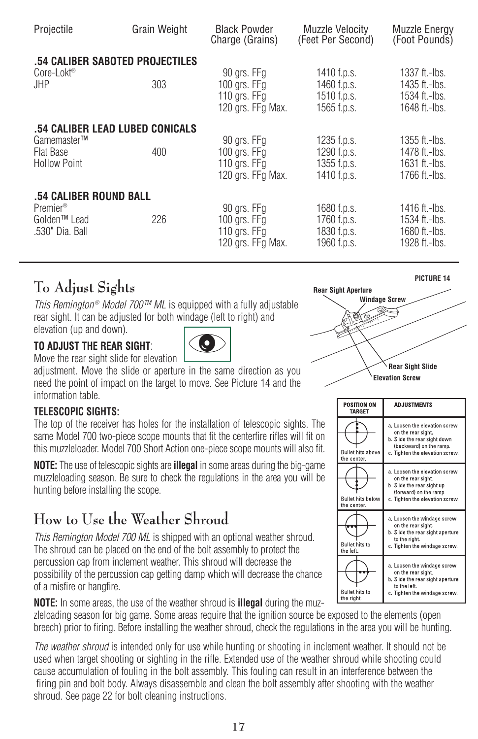| Projectile | Grain Weight | Black Powder Charge (Grains) | Muzzle Velocity (Feet Per Second) | Muzzle Energy (Foot Pounds) |
|---|---|---|---|---|
| **.54 CALIBER SABOTED PROJECTILES** | | | | |
| Core-Lokt® | | 90 grs. FFg | 1410 f.p.s. | 1337 ft.-lbs. |
| JHP | 303 | 100 grs. FFg | 1460 f.p.s. | 1435 ft.-lbs. |
| | | 110 grs. FFg | 1510 f.p.s. | 1534 ft.-lbs. |
| | | 120 grs. FFg Max. | 1565 f.p.s. | 1648 ft.-lbs. |
| **.54 CALIBER LEAD LUBED CONICALS** | | | | |
| Gamemaster™ | | 90 grs. FFg | 1235 f.p.s. | 1355 ft.-lbs. |
| Flat Base | 400 | 100 grs. FFg | 1290 f.p.s. | 1478 ft.-lbs. |
| Hollow Point | | 110 grs. FFg | 1355 f.p.s. | 1631 ft.-lbs. |
| | | 120 grs. FFg Max. | 1410 f.p.s. | 1766 ft.-lbs. |
| **.54 CALIBER ROUND BALL** | | | | |
| Premier® | | 90 grs. FFg | 1680 f.p.s. | 1416 ft.-lbs. |
| Golden™ Lead | 226 | 100 grs. FFg | 1760 f.p.s. | 1534 ft.-lbs. |
| .530" Dia. Ball | | 110 grs. FFg | 1830 f.p.s. | 1680 ft.-lbs. |
| | | 120 grs. FFg Max. | 1960 f.p.s. | 1928 ft.-lbs. |

# To Adjust Sights

*This Remington® Model 700™ ML* is equipped with a fully adjustable rear sight. It can be adjusted for both windage (left to right) and elevation (up and down).

**TO ADJUST THE REAR SIGHT**:
Move the rear sight slide for elevation adjustment. Move the slide or aperture in the same direction as you need the point of impact on the target to move. See Picture 14 and the information table.

PICTURE 14

Rear Sight Aperture
Windage Screw
Rear Sight Slide
Elevation Screw

| POSITION ON TARGET | ADJUSTMENTS |
|---|---|
| Bullet hits above the center. | a. Loosen the elevation screw on the rear sight. b. Slide the rear sight down (backward) on the ramp. c. Tighten the elevation screw. |
| Bullet hits below the center. | a. Loosen the elevation screw on the rear sight. b. Slide the rear sight up (forward) on the ramp. c. Tighten the elevation screw. |
| Bullet hits to the left. | a. Loosen the windage screw on the rear sight. b. Slide the rear sight aperture to the right. c. Tighten the windage screw. |
| Bullet hits to the right. | a. Loosen the windage screw on the rear sight. b. Slide the rear sight aperture to the left. c. Tighten the windage screw. |

**TELESCOPIC SIGHTS:**
The top of the receiver has holes for the installation of telescopic sights. The same Model 700 two-piece scope mounts that fit the centerfire rifles will fit on this muzzleloader. Model 700 Short Action one-piece scope mounts will also fit.

**NOTE:** The use of telescopic sights are **illegal** in some areas during the big-game muzzleloading season. Be sure to check the regulations in the area you will be hunting before installing the scope.

# How to Use the Weather Shroud

*This Remington Model 700 ML* is shipped with an optional weather shroud. The shroud can be placed on the end of the bolt assembly to protect the percussion cap from inclement weather. This shroud will decrease the possibility of the percussion cap getting damp which will decrease the chance of a misfire or hangfire.

**NOTE:** In some areas, the use of the weather shroud is **illegal** during the muzzleloading season for big game. Some areas require that the ignition source be exposed to the elements (open breech) prior to firing. Before installing the weather shroud, check the regulations in the area you will be hunting.

*The weather shroud* is intended only for use while hunting or shooting in inclement weather. It should not be used when target shooting or sighting in the rifle. Extended use of the weather shroud while shooting could cause accumulation of fouling in the bolt assembly. This fouling can result in an interference between the firing pin and bolt body. Always disassemble and clean the bolt assembly after shooting with the weather shroud. See page 22 for bolt cleaning instructions.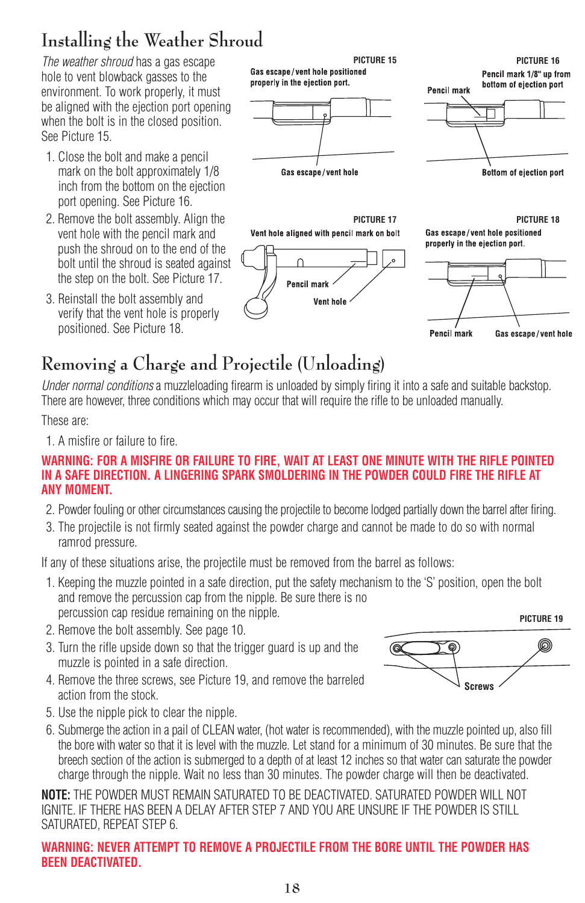# Installing the Weather Shroud

*The weather shroud* has a gas escape hole to vent blowback gasses to the environment. To work properly, it must be aligned with the ejection port opening when the bolt is in the closed position. See Picture 15.

1. Close the bolt and make a pencil mark on the bolt approximately 1/8 inch from the bottom on the ejection port opening. See Picture 16.
2. Remove the bolt assembly. Align the vent hole with the pencil mark and push the shroud on to the end of the bolt until the shroud is seated against the step on the bolt. See Picture 17.
3. Reinstall the bolt assembly and verify that the vent hole is properly positioned. See Picture 18.

PICTURE 15
Gas escape / vent hole positioned properly in the ejection port.
Gas escape / vent hole

PICTURE 16
Pencil mark 1/8" up from bottom of ejection port
Pencil mark
Bottom of ejection port

PICTURE 17
Vent hole aligned with pencil mark on bolt
Pencil mark
Vent hole

PICTURE 18
Gas escape / vent hole positioned properly in the ejection port.
Pencil mark
Gas escape / vent hole

# Removing a Charge and Projectile (Unloading)

*Under normal conditions* a muzzleloading firearm is unloaded by simply firing it into a safe and suitable backstop. There are however, three conditions which may occur that will require the rifle to be unloaded manually.

These are:

1. A misfire or failure to fire.

**WARNING: FOR A MISFIRE OR FAILURE TO FIRE, WAIT AT LEAST ONE MINUTE WITH THE RIFLE POINTED IN A SAFE DIRECTION. A LINGERING SPARK SMOLDERING IN THE POWDER COULD FIRE THE RIFLE AT ANY MOMENT.**

2. Powder fouling or other circumstances causing the projectile to become lodged partially down the barrel after firing.
3. The projectile is not firmly seated against the powder charge and cannot be made to do so with normal ramrod pressure.

If any of these situations arise, the projectile must be removed from the barrel as follows:

1. Keeping the muzzle pointed in a safe direction, put the safety mechanism to the 'S' position, open the bolt and remove the percussion cap from the nipple. Be sure there is no percussion cap residue remaining on the nipple.
2. Remove the bolt assembly. See page 10.
3. Turn the rifle upside down so that the trigger guard is up and the muzzle is pointed in a safe direction.
4. Remove the three screws, see Picture 19, and remove the barreled action from the stock.
5. Use the nipple pick to clear the nipple.
6. Submerge the action in a pail of CLEAN water, (hot water is recommended), with the muzzle pointed up, also fill the bore with water so that it is level with the muzzle. Let stand for a minimum of 30 minutes. Be sure that the breech section of the action is submerged to a depth of at least 12 inches so that water can saturate the powder charge through the nipple. Wait no less than 30 minutes. The powder charge will then be deactivated.

PICTURE 19
Screws

**NOTE:** THE POWDER MUST REMAIN SATURATED TO BE DEACTIVATED. SATURATED POWDER WILL NOT IGNITE. IF THERE HAS BEEN A DELAY AFTER STEP 7 AND YOU ARE UNSURE IF THE POWDER IS STILL SATURATED, REPEAT STEP 6.

**WARNING: NEVER ATTEMPT TO REMOVE A PROJECTILE FROM THE BORE UNTIL THE POWDER HAS BEEN DEACTIVATED.**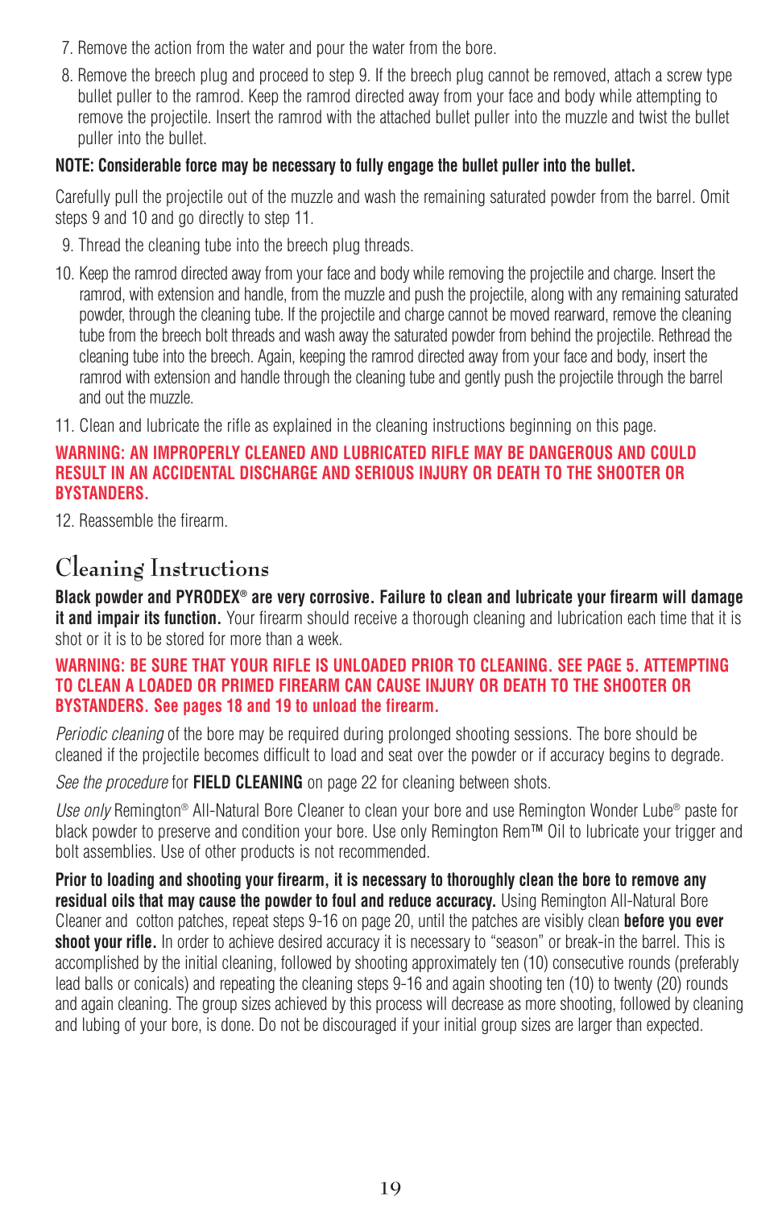7. Remove the action from the water and pour the water from the bore.
8. Remove the breech plug and proceed to step 9. If the breech plug cannot be removed, attach a screw type bullet puller to the ramrod. Keep the ramrod directed away from your face and body while attempting to remove the projectile. Insert the ramrod with the attached bullet puller into the muzzle and twist the bullet puller into the bullet.

**NOTE: Considerable force may be necessary to fully engage the bullet puller into the bullet.**

Carefully pull the projectile out of the muzzle and wash the remaining saturated powder from the barrel. Omit steps 9 and 10 and go directly to step 11.

9. Thread the cleaning tube into the breech plug threads.
10. Keep the ramrod directed away from your face and body while removing the projectile and charge. Insert the ramrod, with extension and handle, from the muzzle and push the projectile, along with any remaining saturated powder, through the cleaning tube. If the projectile and charge cannot be moved rearward, remove the cleaning tube from the breech bolt threads and wash away the saturated powder from behind the projectile. Rethread the cleaning tube into the breech. Again, keeping the ramrod directed away from your face and body, insert the ramrod with extension and handle through the cleaning tube and gently push the projectile through the barrel and out the muzzle.
11. Clean and lubricate the rifle as explained in the cleaning instructions beginning on this page.

**WARNING: AN IMPROPERLY CLEANED AND LUBRICATED RIFLE MAY BE DANGEROUS AND COULD RESULT IN AN ACCIDENTAL DISCHARGE AND SERIOUS INJURY OR DEATH TO THE SHOOTER OR BYSTANDERS.**

12. Reassemble the firearm.

## Cleaning Instructions

**Black powder and PYRODEX® are very corrosive. Failure to clean and lubricate your firearm will damage it and impair its function.** Your firearm should receive a thorough cleaning and lubrication each time that it is shot or it is to be stored for more than a week.

**WARNING: BE SURE THAT YOUR RIFLE IS UNLOADED PRIOR TO CLEANING. SEE PAGE 5. ATTEMPTING TO CLEAN A LOADED OR PRIMED FIREARM CAN CAUSE INJURY OR DEATH TO THE SHOOTER OR BYSTANDERS. See pages 18 and 19 to unload the firearm.**

*Periodic cleaning* of the bore may be required during prolonged shooting sessions. The bore should be cleaned if the projectile becomes difficult to load and seat over the powder or if accuracy begins to degrade.

*See the procedure* for **FIELD CLEANING** on page 22 for cleaning between shots.

*Use only* Remington® All-Natural Bore Cleaner to clean your bore and use Remington Wonder Lube® paste for black powder to preserve and condition your bore. Use only Remington Rem™ Oil to lubricate your trigger and bolt assemblies. Use of other products is not recommended.

**Prior to loading and shooting your firearm, it is necessary to thoroughly clean the bore to remove any residual oils that may cause the powder to foul and reduce accuracy.** Using Remington All-Natural Bore Cleaner and cotton patches, repeat steps 9-16 on page 20, until the patches are visibly clean **before you ever shoot your rifle.** In order to achieve desired accuracy it is necessary to "season" or break-in the barrel. This is accomplished by the initial cleaning, followed by shooting approximately ten (10) consecutive rounds (preferably lead balls or conicals) and repeating the cleaning steps 9-16 and again shooting ten (10) to twenty (20) rounds and again cleaning. The group sizes achieved by this process will decrease as more shooting, followed by cleaning and lubing of your bore, is done. Do not be discouraged if your initial group sizes are larger than expected.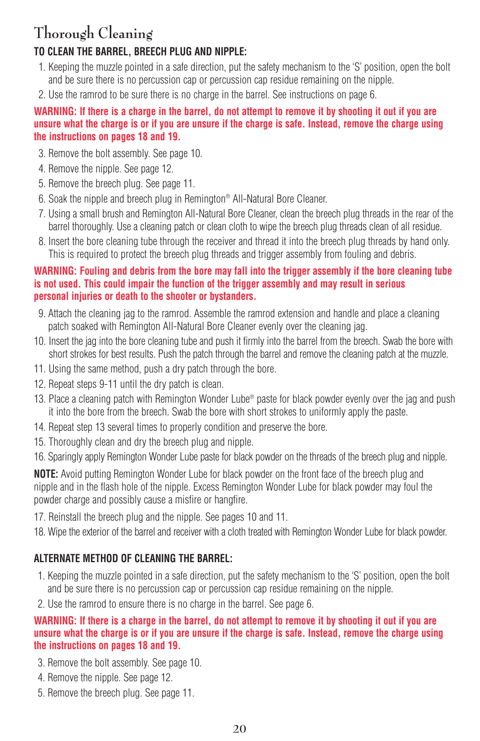# Thorough Cleaning

**TO CLEAN THE BARREL, BREECH PLUG AND NIPPLE:**

1. Keeping the muzzle pointed in a safe direction, put the safety mechanism to the 'S' position, open the bolt and be sure there is no percussion cap or percussion cap residue remaining on the nipple.
2. Use the ramrod to be sure there is no charge in the barrel. See instructions on page 6.

**WARNING: If there is a charge in the barrel, do not attempt to remove it by shooting it out if you are unsure what the charge is or if you are unsure if the charge is safe. Instead, remove the charge using the instructions on pages 18 and 19.**

3. Remove the bolt assembly. See page 10.
4. Remove the nipple. See page 12.
5. Remove the breech plug. See page 11.
6. Soak the nipple and breech plug in Remington® All-Natural Bore Cleaner.
7. Using a small brush and Remington All-Natural Bore Cleaner, clean the breech plug threads in the rear of the barrel thoroughly. Use a cleaning patch or clean cloth to wipe the breech plug threads clean of all residue.
8. Insert the bore cleaning tube through the receiver and thread it into the breech plug threads by hand only. This is required to protect the breech plug threads and trigger assembly from fouling and debris.

**WARNING: Fouling and debris from the bore may fall into the trigger assembly if the bore cleaning tube is not used. This could impair the function of the trigger assembly and may result in serious personal injuries or death to the shooter or bystanders.**

9. Attach the cleaning jag to the ramrod. Assemble the ramrod extension and handle and place a cleaning patch soaked with Remington All-Natural Bore Cleaner evenly over the cleaning jag.
10. Insert the jag into the bore cleaning tube and push it firmly into the barrel from the breech. Swab the bore with short strokes for best results. Push the patch through the barrel and remove the cleaning patch at the muzzle.
11. Using the same method, push a dry patch through the bore.
12. Repeat steps 9-11 until the dry patch is clean.
13. Place a cleaning patch with Remington Wonder Lube® paste for black powder evenly over the jag and push it into the bore from the breech. Swab the bore with short strokes to uniformly apply the paste.
14. Repeat step 13 several times to properly condition and preserve the bore.
15. Thoroughly clean and dry the breech plug and nipple.
16. Sparingly apply Remington Wonder Lube paste for black powder on the threads of the breech plug and nipple.

**NOTE:** Avoid putting Remington Wonder Lube for black powder on the front face of the breech plug and nipple and in the flash hole of the nipple. Excess Remington Wonder Lube for black powder may foul the powder charge and possibly cause a misfire or hangfire.

17. Reinstall the breech plug and the nipple. See pages 10 and 11.
18. Wipe the exterior of the barrel and receiver with a cloth treated with Remington Wonder Lube for black powder.

**ALTERNATE METHOD OF CLEANING THE BARREL:**

1. Keeping the muzzle pointed in a safe direction, put the safety mechanism to the 'S' position, open the bolt and be sure there is no percussion cap or percussion cap residue remaining on the nipple.
2. Use the ramrod to ensure there is no charge in the barrel. See page 6.

**WARNING: If there is a charge in the barrel, do not attempt to remove it by shooting it out if you are unsure what the charge is or if you are unsure if the charge is safe. Instead, remove the charge using the instructions on pages 18 and 19.**

3. Remove the bolt assembly. See page 10.
4. Remove the nipple. See page 12.
5. Remove the breech plug. See page 11.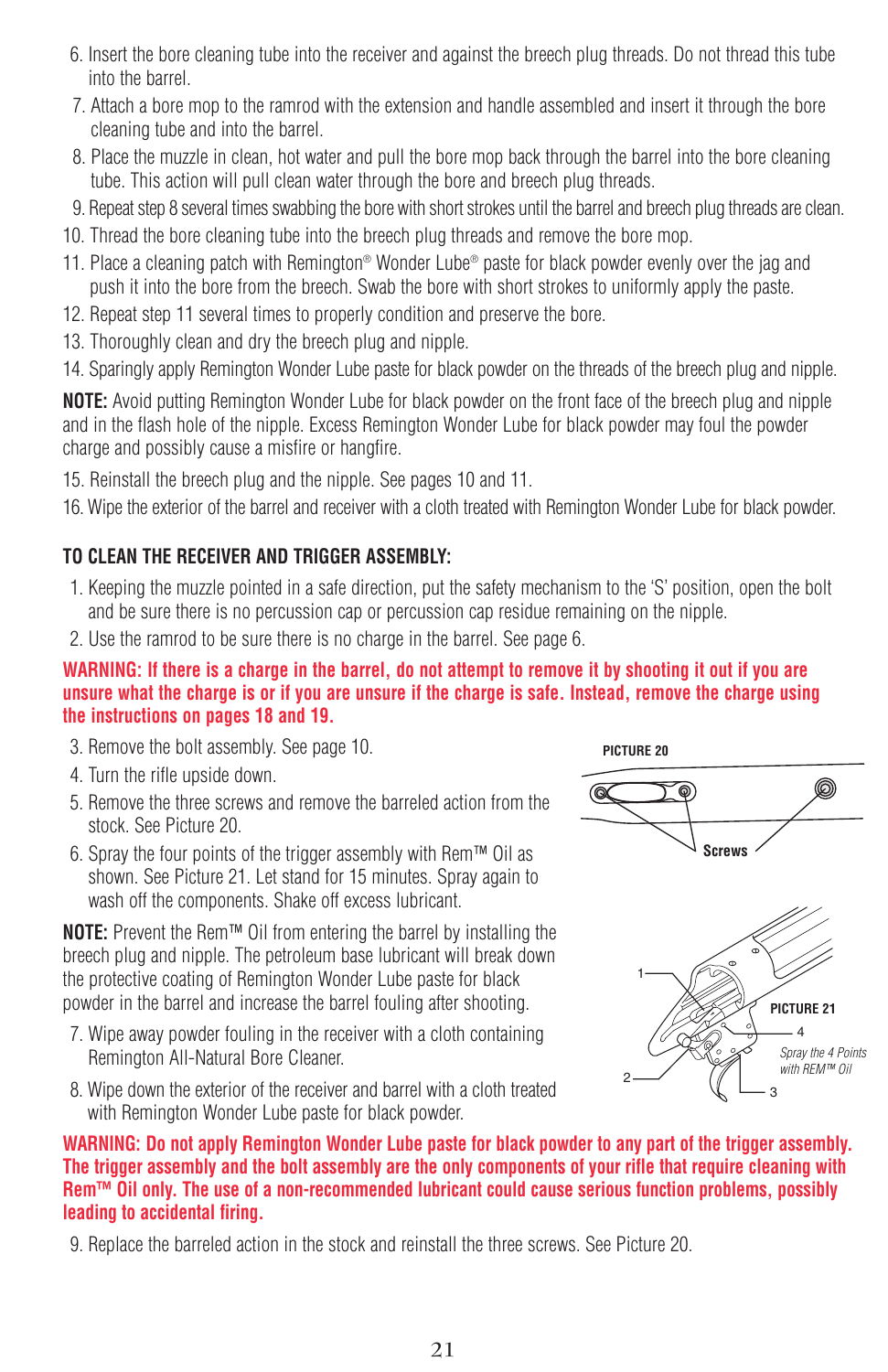6. Insert the bore cleaning tube into the receiver and against the breech plug threads. Do not thread this tube into the barrel.
7. Attach a bore mop to the ramrod with the extension and handle assembled and insert it through the bore cleaning tube and into the barrel.
8. Place the muzzle in clean, hot water and pull the bore mop back through the barrel into the bore cleaning tube. This action will pull clean water through the bore and breech plug threads.
9. Repeat step 8 several times swabbing the bore with short strokes until the barrel and breech plug threads are clean.
10. Thread the bore cleaning tube into the breech plug threads and remove the bore mop.
11. Place a cleaning patch with Remington® Wonder Lube® paste for black powder evenly over the jag and push it into the bore from the breech. Swab the bore with short strokes to uniformly apply the paste.
12. Repeat step 11 several times to properly condition and preserve the bore.
13. Thoroughly clean and dry the breech plug and nipple.
14. Sparingly apply Remington Wonder Lube paste for black powder on the threads of the breech plug and nipple.

**NOTE:** Avoid putting Remington Wonder Lube for black powder on the front face of the breech plug and nipple and in the flash hole of the nipple. Excess Remington Wonder Lube for black powder may foul the powder charge and possibly cause a misfire or hangfire.

15. Reinstall the breech plug and the nipple. See pages 10 and 11.
16. Wipe the exterior of the barrel and receiver with a cloth treated with Remington Wonder Lube for black powder.

## TO CLEAN THE RECEIVER AND TRIGGER ASSEMBLY:

1. Keeping the muzzle pointed in a safe direction, put the safety mechanism to the 'S' position, open the bolt and be sure there is no percussion cap or percussion cap residue remaining on the nipple.
2. Use the ramrod to be sure there is no charge in the barrel. See page 6.

**WARNING: If there is a charge in the barrel, do not attempt to remove it by shooting it out if you are unsure what the charge is or if you are unsure if the charge is safe. Instead, remove the charge using the instructions on pages 18 and 19.**

3. Remove the bolt assembly. See page 10.
4. Turn the rifle upside down.
5. Remove the three screws and remove the barreled action from the stock. See Picture 20.
6. Spray the four points of the trigger assembly with Rem™ Oil as shown. See Picture 21. Let stand for 15 minutes. Spray again to wash off the components. Shake off excess lubricant.

PICTURE 20

Screws

PICTURE 21

1 2 3 4

*Spray the 4 Points with REM™ Oil*

**NOTE:** Prevent the Rem™ Oil from entering the barrel by installing the breech plug and nipple. The petroleum base lubricant will break down the protective coating of Remington Wonder Lube paste for black powder in the barrel and increase the barrel fouling after shooting.

7. Wipe away powder fouling in the receiver with a cloth containing Remington All-Natural Bore Cleaner.
8. Wipe down the exterior of the receiver and barrel with a cloth treated with Remington Wonder Lube paste for black powder.

**WARNING: Do not apply Remington Wonder Lube paste for black powder to any part of the trigger assembly. The trigger assembly and the bolt assembly are the only components of your rifle that require cleaning with Rem™ Oil only. The use of a non-recommended lubricant could cause serious function problems, possibly leading to accidental firing.**

9. Replace the barreled action in the stock and reinstall the three screws. See Picture 20.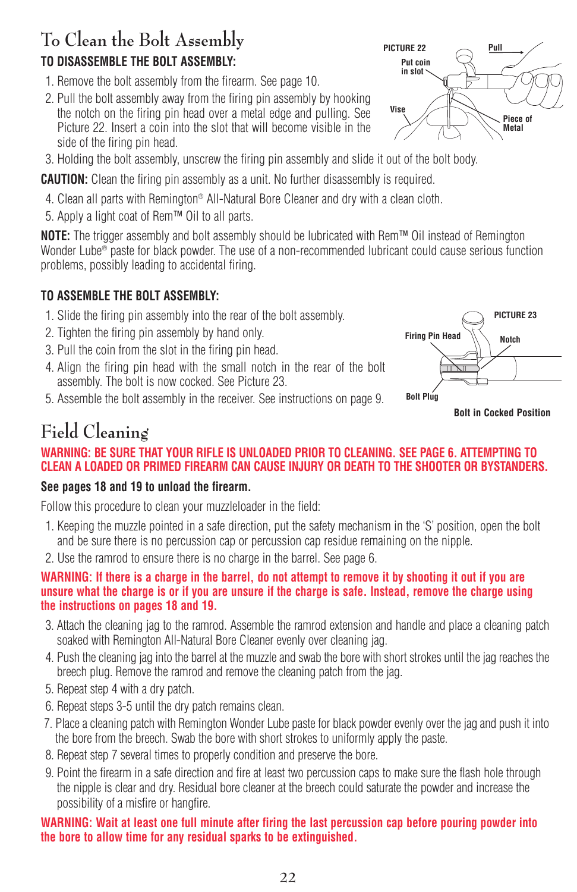## To Clean the Bolt Assembly

### TO DISASSEMBLE THE BOLT ASSEMBLY:

1. Remove the bolt assembly from the firearm. See page 10.
2. Pull the bolt assembly away from the firing pin assembly by hooking the notch on the firing pin head over a metal edge and pulling. See Picture 22. Insert a coin into the slot that will become visible in the side of the firing pin head.
3. Holding the bolt assembly, unscrew the firing pin assembly and slide it out of the bolt body.

PICTURE 22

Pull

Put coin in slot

Vise

Piece of Metal

**CAUTION:** Clean the firing pin assembly as a unit. No further disassembly is required.

4. Clean all parts with Remington® All-Natural Bore Cleaner and dry with a clean cloth.
5. Apply a light coat of Rem™ Oil to all parts.

**NOTE:** The trigger assembly and bolt assembly should be lubricated with Rem™ Oil instead of Remington Wonder Lube® paste for black powder. The use of a non-recommended lubricant could cause serious function problems, possibly leading to accidental firing.

### TO ASSEMBLE THE BOLT ASSEMBLY:

1. Slide the firing pin assembly into the rear of the bolt assembly.
2. Tighten the firing pin assembly by hand only.
3. Pull the coin from the slot in the firing pin head.
4. Align the firing pin head with the small notch in the rear of the bolt assembly. The bolt is now cocked. See Picture 23.
5. Assemble the bolt assembly in the receiver. See instructions on page 9.

PICTURE 23

Firing Pin Head

Notch

Bolt Plug

Bolt in Cocked Position

## Field Cleaning

**WARNING: BE SURE THAT YOUR RIFLE IS UNLOADED PRIOR TO CLEANING. SEE PAGE 6. ATTEMPTING TO CLEAN A LOADED OR PRIMED FIREARM CAN CAUSE INJURY OR DEATH TO THE SHOOTER OR BYSTANDERS.**

**See pages 18 and 19 to unload the firearm.**

Follow this procedure to clean your muzzleloader in the field:

1. Keeping the muzzle pointed in a safe direction, put the safety mechanism in the 'S' position, open the bolt and be sure there is no percussion cap or percussion cap residue remaining on the nipple.
2. Use the ramrod to ensure there is no charge in the barrel. See page 6.

**WARNING: If there is a charge in the barrel, do not attempt to remove it by shooting it out if you are unsure what the charge is or if you are unsure if the charge is safe. Instead, remove the charge using the instructions on pages 18 and 19.**

3. Attach the cleaning jag to the ramrod. Assemble the ramrod extension and handle and place a cleaning patch soaked with Remington All-Natural Bore Cleaner evenly over cleaning jag.
4. Push the cleaning jag into the barrel at the muzzle and swab the bore with short strokes until the jag reaches the breech plug. Remove the ramrod and remove the cleaning patch from the jag.
5. Repeat step 4 with a dry patch.
6. Repeat steps 3-5 until the dry patch remains clean.
7. Place a cleaning patch with Remington Wonder Lube paste for black powder evenly over the jag and push it into the bore from the breech. Swab the bore with short strokes to uniformly apply the paste.
8. Repeat step 7 several times to properly condition and preserve the bore.
9. Point the firearm in a safe direction and fire at least two percussion caps to make sure the flash hole through the nipple is clear and dry. Residual bore cleaner at the breech could saturate the powder and increase the possibility of a misfire or hangfire.

**WARNING: Wait at least one full minute after firing the last percussion cap before pouring powder into the bore to allow time for any residual sparks to be extinguished.**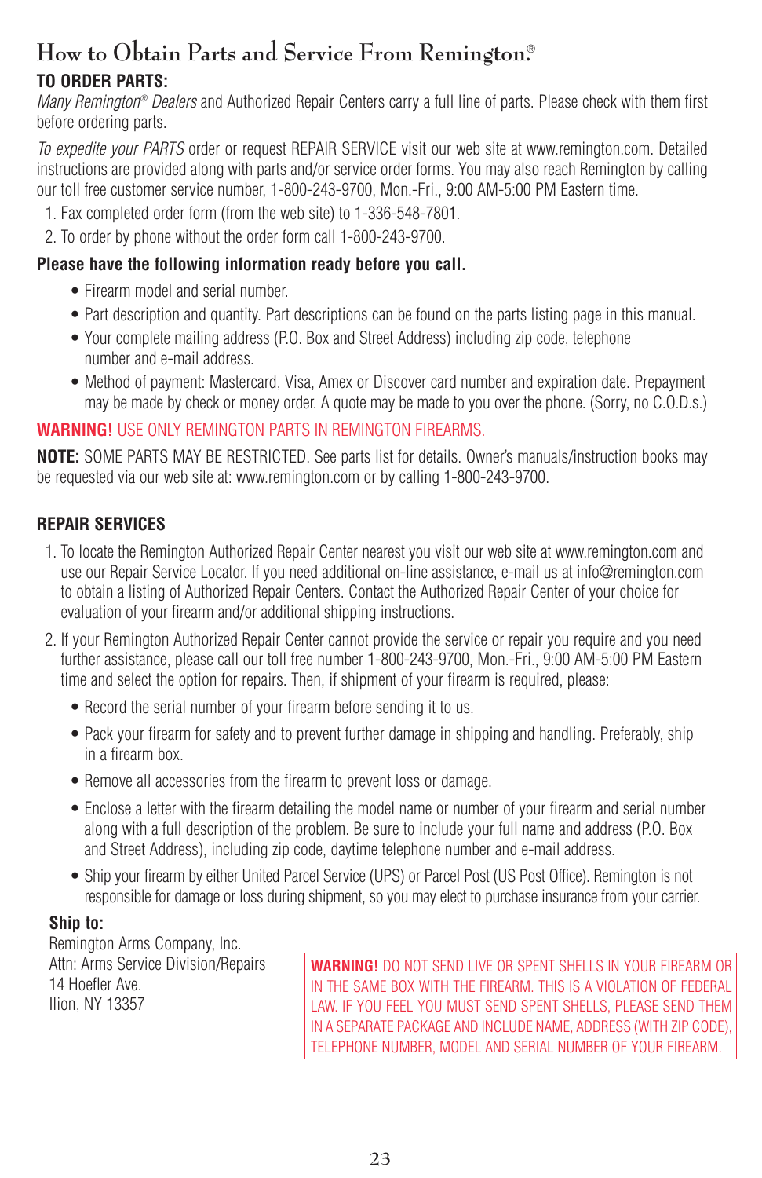# How to Obtain Parts and Service From Remington®

## TO ORDER PARTS:

*Many Remington® Dealers* and Authorized Repair Centers carry a full line of parts. Please check with them first before ordering parts.

*To expedite your PARTS* order or request REPAIR SERVICE visit our web site at www.remington.com. Detailed instructions are provided along with parts and/or service order forms. You may also reach Remington by calling our toll free customer service number, 1-800-243-9700, Mon.-Fri., 9:00 AM-5:00 PM Eastern time.

1. Fax completed order form (from the web site) to 1-336-548-7801.
2. To order by phone without the order form call 1-800-243-9700.

**Please have the following information ready before you call.**

- Firearm model and serial number.
- Part description and quantity. Part descriptions can be found on the parts listing page in this manual.
- Your complete mailing address (P.O. Box and Street Address) including zip code, telephone number and e-mail address.
- Method of payment: Mastercard, Visa, Amex or Discover card number and expiration date. Prepayment may be made by check or money order. A quote may be made to you over the phone. (Sorry, no C.O.D.s.)

**WARNING!** USE ONLY REMINGTON PARTS IN REMINGTON FIREARMS.

**NOTE:** SOME PARTS MAY BE RESTRICTED. See parts list for details. Owner's manuals/instruction books may be requested via our web site at: www.remington.com or by calling 1-800-243-9700.

## REPAIR SERVICES

1. To locate the Remington Authorized Repair Center nearest you visit our web site at www.remington.com and use our Repair Service Locator. If you need additional on-line assistance, e-mail us at info@remington.com to obtain a listing of Authorized Repair Centers. Contact the Authorized Repair Center of your choice for evaluation of your firearm and/or additional shipping instructions.
2. If your Remington Authorized Repair Center cannot provide the service or repair you require and you need further assistance, please call our toll free number 1-800-243-9700, Mon.-Fri., 9:00 AM-5:00 PM Eastern time and select the option for repairs. Then, if shipment of your firearm is required, please:
   - Record the serial number of your firearm before sending it to us.
   - Pack your firearm for safety and to prevent further damage in shipping and handling. Preferably, ship in a firearm box.
   - Remove all accessories from the firearm to prevent loss or damage.
   - Enclose a letter with the firearm detailing the model name or number of your firearm and serial number along with a full description of the problem. Be sure to include your full name and address (P.O. Box and Street Address), including zip code, daytime telephone number and e-mail address.
   - Ship your firearm by either United Parcel Service (UPS) or Parcel Post (US Post Office). Remington is not responsible for damage or loss during shipment, so you may elect to purchase insurance from your carrier.

**Ship to:**

Remington Arms Company, Inc.
Attn: Arms Service Division/Repairs
14 Hoefler Ave.
Ilion, NY 13357

**WARNING!** DO NOT SEND LIVE OR SPENT SHELLS IN YOUR FIREARM OR IN THE SAME BOX WITH THE FIREARM. THIS IS A VIOLATION OF FEDERAL LAW. IF YOU FEEL YOU MUST SEND SPENT SHELLS, PLEASE SEND THEM IN A SEPARATE PACKAGE AND INCLUDE NAME, ADDRESS (WITH ZIP CODE), TELEPHONE NUMBER, MODEL AND SERIAL NUMBER OF YOUR FIREARM.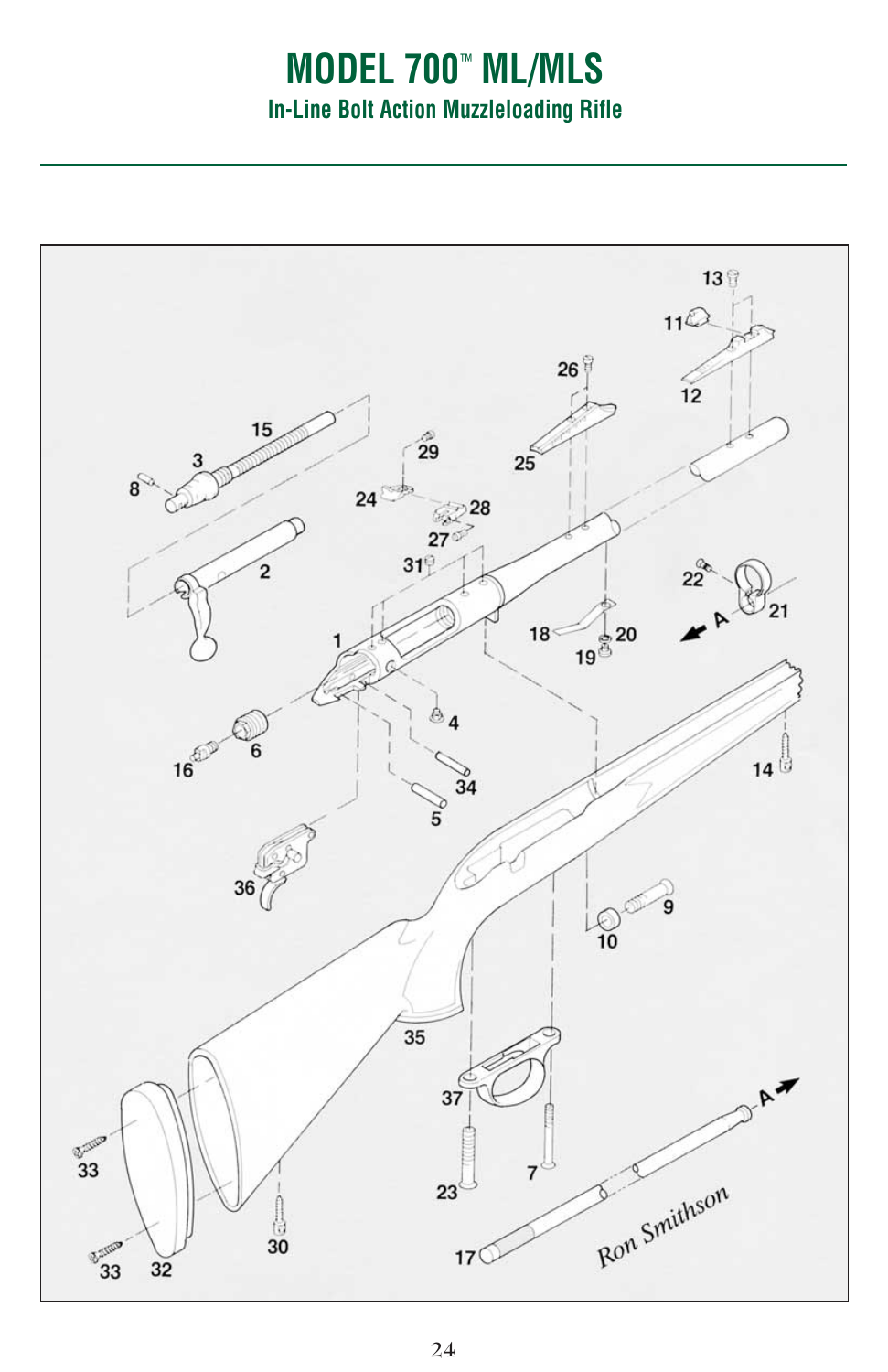# MODEL 700™ ML/MLS

## In-Line Bolt Action Muzzleloading Rifle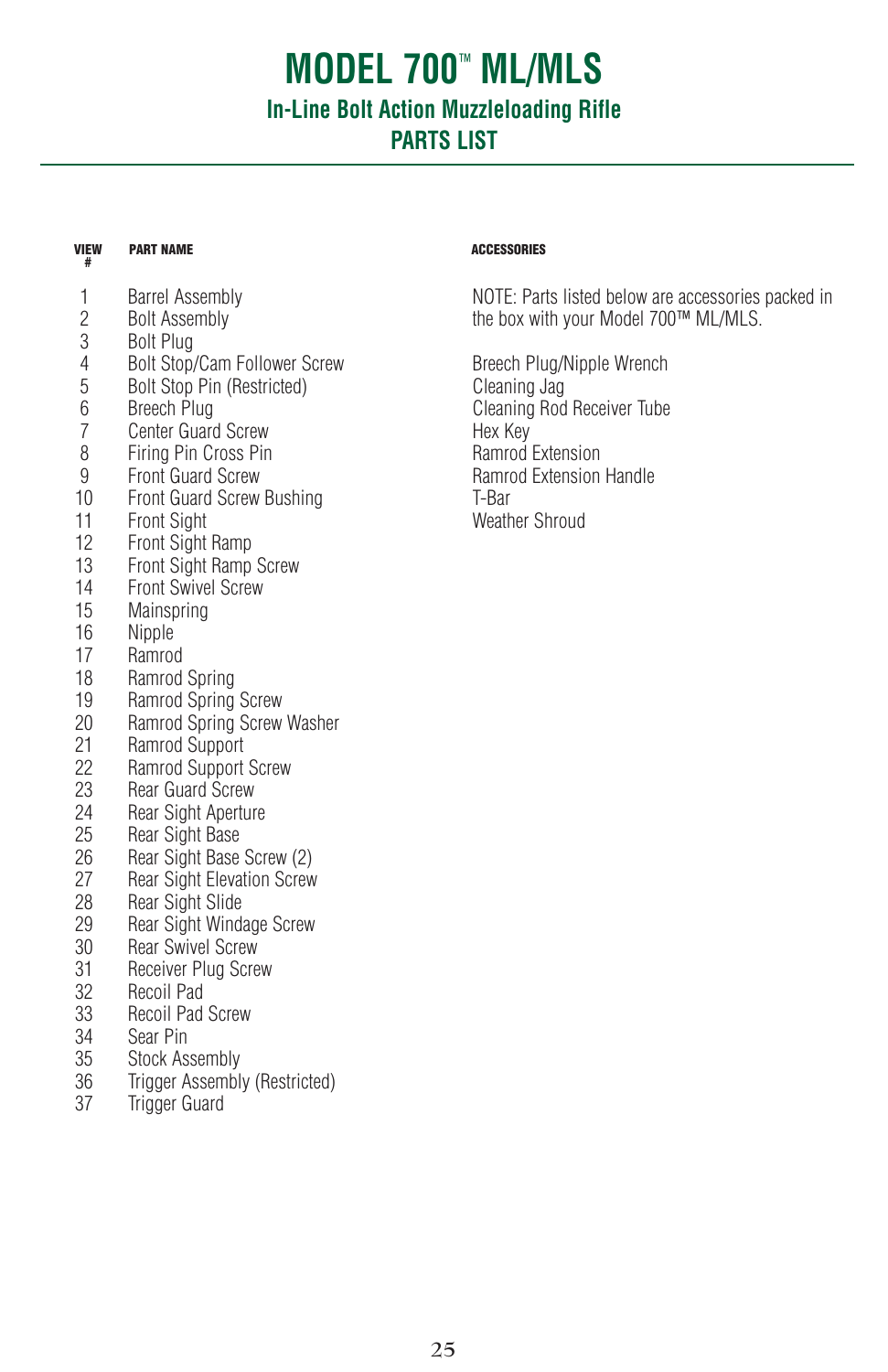# MODEL 700™ ML/MLS

## In-Line Bolt Action Muzzleloading Rifle

## PARTS LIST

| VIEW # | PART NAME |
|---|---|
| 1 | Barrel Assembly |
| 2 | Bolt Assembly |
| 3 | Bolt Plug |
| 4 | Bolt Stop/Cam Follower Screw |
| 5 | Bolt Stop Pin (Restricted) |
| 6 | Breech Plug |
| 7 | Center Guard Screw |
| 8 | Firing Pin Cross Pin |
| 9 | Front Guard Screw |
| 10 | Front Guard Screw Bushing |
| 11 | Front Sight |
| 12 | Front Sight Ramp |
| 13 | Front Sight Ramp Screw |
| 14 | Front Swivel Screw |
| 15 | Mainspring |
| 16 | Nipple |
| 17 | Ramrod |
| 18 | Ramrod Spring |
| 19 | Ramrod Spring Screw |
| 20 | Ramrod Spring Screw Washer |
| 21 | Ramrod Support |
| 22 | Ramrod Support Screw |
| 23 | Rear Guard Screw |
| 24 | Rear Sight Aperture |
| 25 | Rear Sight Base |
| 26 | Rear Sight Base Screw (2) |
| 27 | Rear Sight Elevation Screw |
| 28 | Rear Sight Slide |
| 29 | Rear Sight Windage Screw |
| 30 | Rear Swivel Screw |
| 31 | Receiver Plug Screw |
| 32 | Recoil Pad |
| 33 | Recoil Pad Screw |
| 34 | Sear Pin |
| 35 | Stock Assembly |
| 36 | Trigger Assembly (Restricted) |
| 37 | Trigger Guard |

**ACCESSORIES**

NOTE: Parts listed below are accessories packed in the box with your Model 700™ ML/MLS.

- Breech Plug/Nipple Wrench
- Cleaning Jag
- Cleaning Rod Receiver Tube
- Hex Key
- Ramrod Extension
- Ramrod Extension Handle
- T-Bar
- Weather Shroud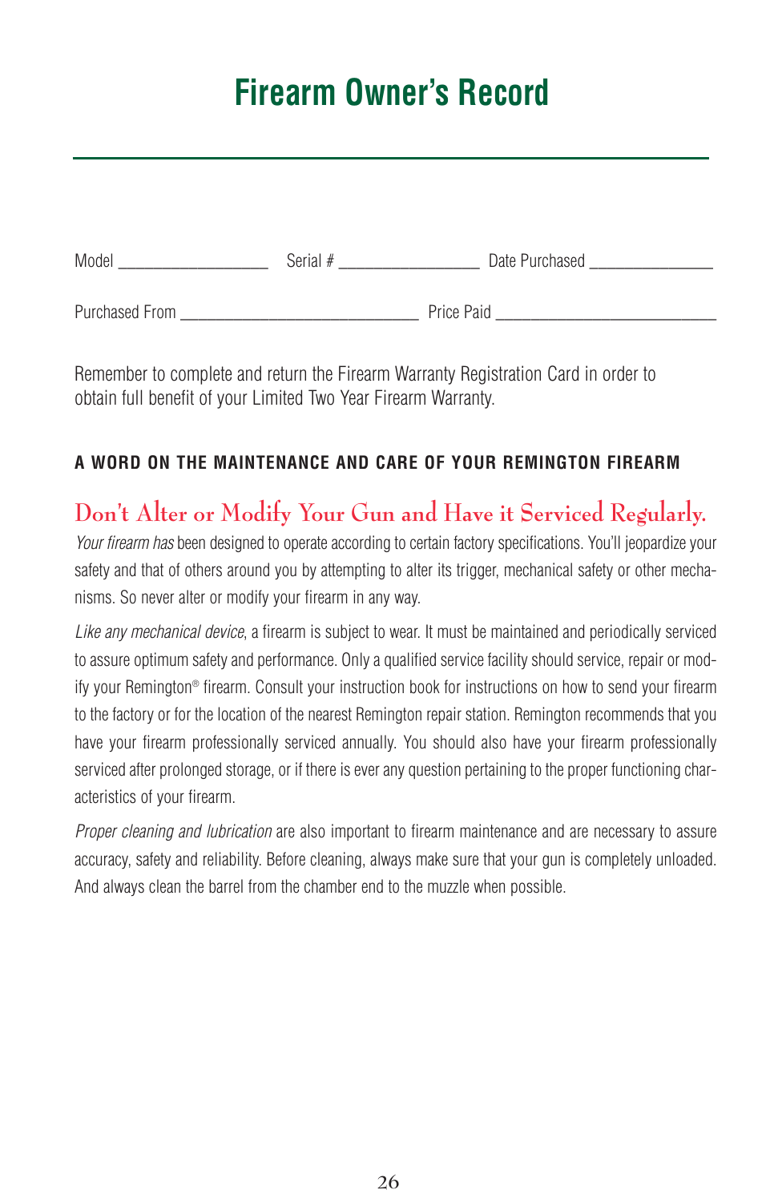# Firearm Owner's Record

Model ___________________ Serial # __________________ Date Purchased ________________

Purchased From ______________________________ Price Paid ____________________________

Remember to complete and return the Firearm Warranty Registration Card in order to obtain full benefit of your Limited Two Year Firearm Warranty.

**A WORD ON THE MAINTENANCE AND CARE OF YOUR REMINGTON FIREARM**

## Don't Alter or Modify Your Gun and Have it Serviced Regularly.

*Your firearm has* been designed to operate according to certain factory specifications. You'll jeopardize your safety and that of others around you by attempting to alter its trigger, mechanical safety or other mechanisms. So never alter or modify your firearm in any way.

*Like any mechanical device*, a firearm is subject to wear. It must be maintained and periodically serviced to assure optimum safety and performance. Only a qualified service facility should service, repair or modify your Remington® firearm. Consult your instruction book for instructions on how to send your firearm to the factory or for the location of the nearest Remington repair station. Remington recommends that you have your firearm professionally serviced annually. You should also have your firearm professionally serviced after prolonged storage, or if there is ever any question pertaining to the proper functioning characteristics of your firearm.

*Proper cleaning and lubrication* are also important to firearm maintenance and are necessary to assure accuracy, safety and reliability. Before cleaning, always make sure that your gun is completely unloaded. And always clean the barrel from the chamber end to the muzzle when possible.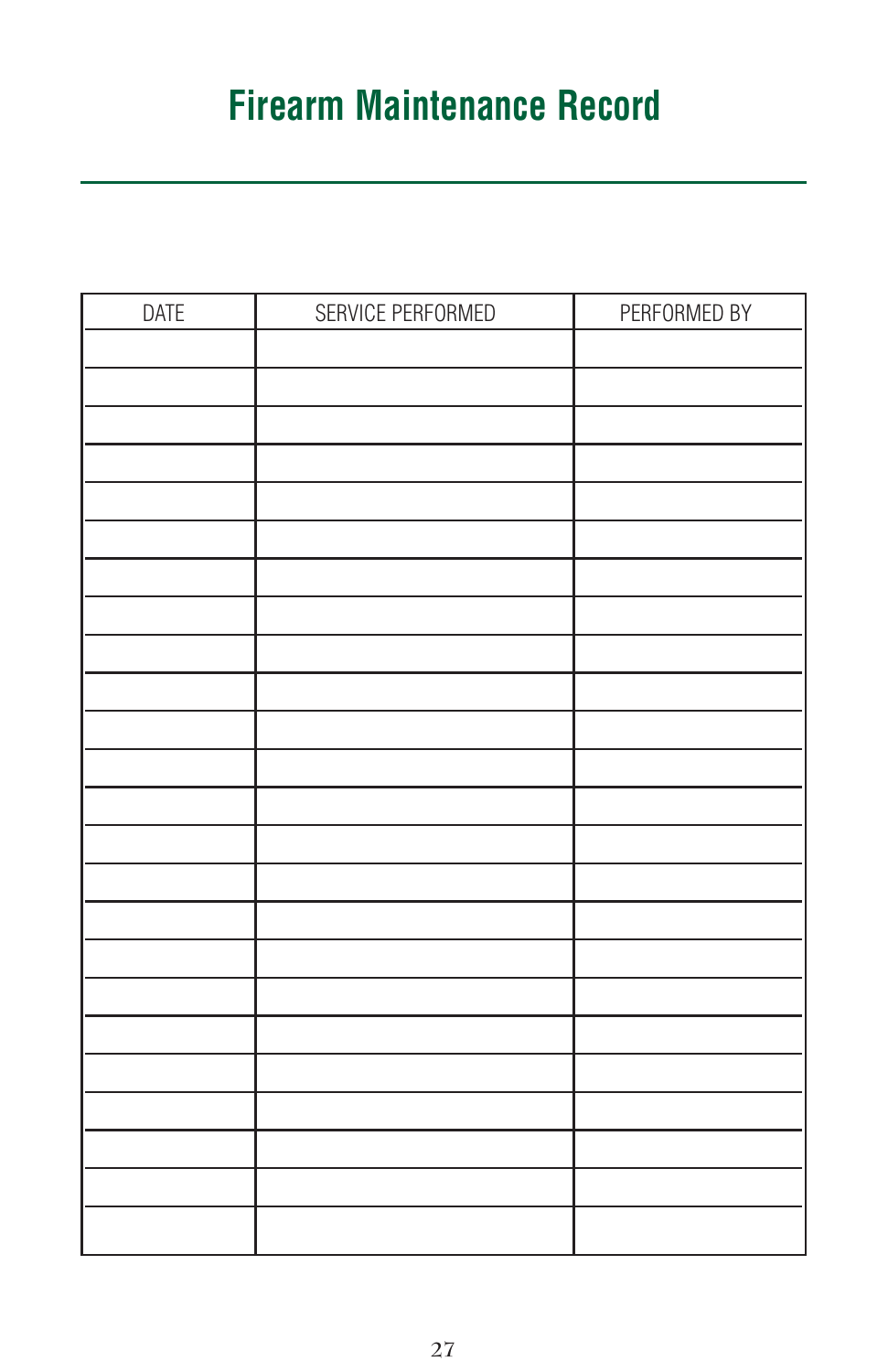# Firearm Maintenance Record

| DATE | SERVICE PERFORMED | PERFORMED BY |
|---|---|---|
| | | |
| | | |
| | | |
| | | |
| | | |
| | | |
| | | |
| | | |
| | | |
| | | |
| | | |
| | | |
| | | |
| | | |
| | | |
| | | |
| | | |
| | | |
| | | |
| | | |
| | | |
| | | |
| | | |
| | | |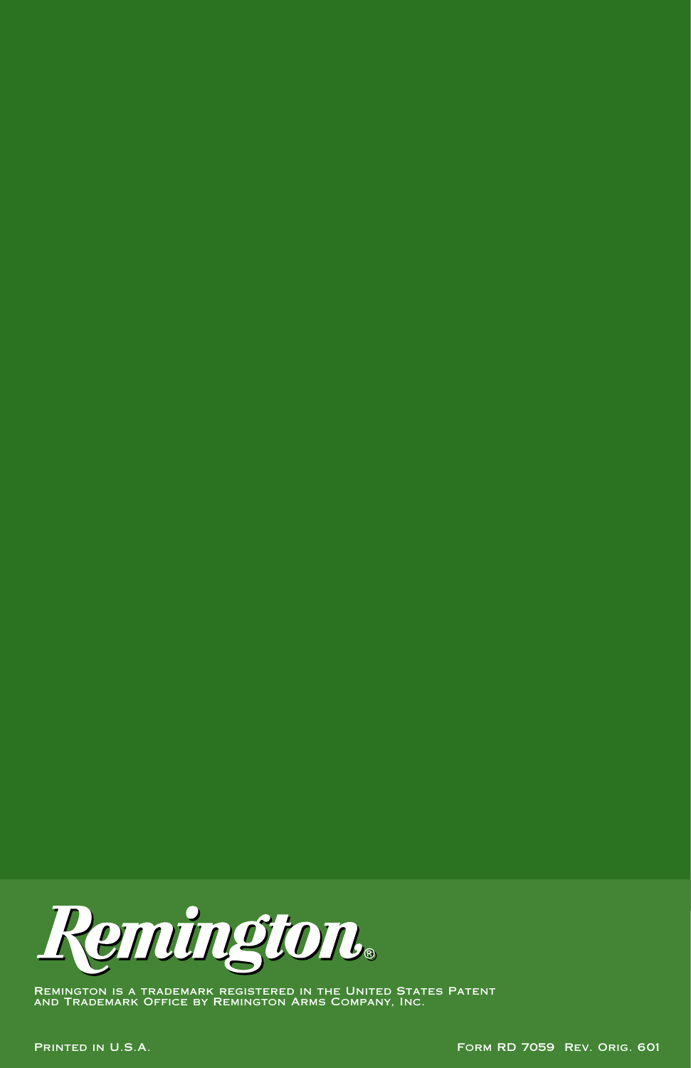Remington®

Remington is a trademark registered in the United States Patent and Trademark Office by Remington Arms Company, Inc.

Printed in U.S.A.

Form RD 7059 Rev. Orig. 601